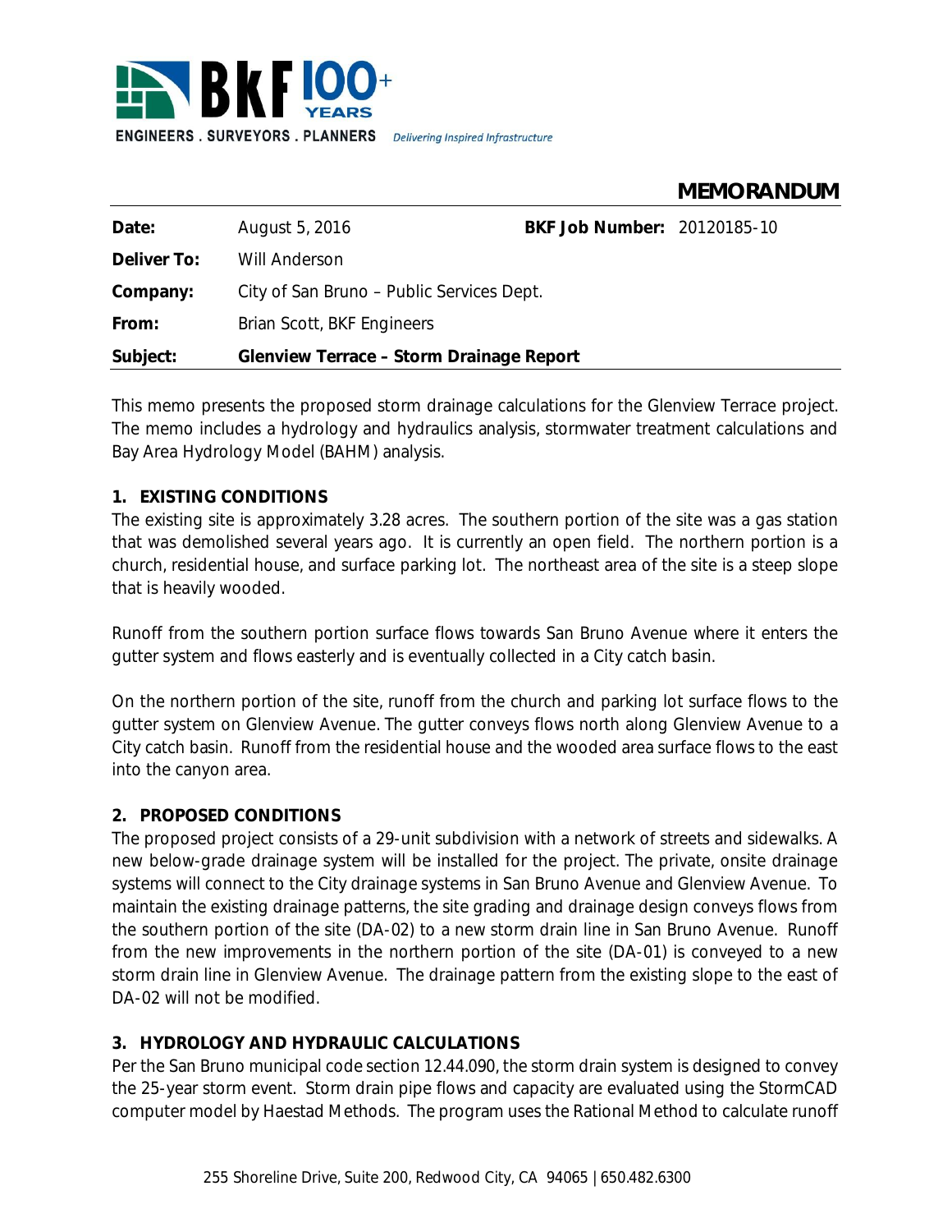BKF 100+ YEARS

ENGINEERS . SURVEYORS . PLANNERS *Delivering Inspired Infrastructure*

# MEMORANDUM

| | | | |
|---|---|---|---|
| **Date:** | August 5, 2016 | **BKF Job Number:** | 20120185-10 |
| **Deliver To:** | Will Anderson | | |
| **Company:** | City of San Bruno – Public Services Dept. | | |
| **From:** | Brian Scott, BKF Engineers | | |
| **Subject:** | **Glenview Terrace – Storm Drainage Report** | | |

This memo presents the proposed storm drainage calculations for the Glenview Terrace project. The memo includes a hydrology and hydraulics analysis, stormwater treatment calculations and Bay Area Hydrology Model (BAHM) analysis.

## 1. EXISTING CONDITIONS

The existing site is approximately 3.28 acres. The southern portion of the site was a gas station that was demolished several years ago. It is currently an open field. The northern portion is a church, residential house, and surface parking lot. The northeast area of the site is a steep slope that is heavily wooded.

Runoff from the southern portion surface flows towards San Bruno Avenue where it enters the gutter system and flows easterly and is eventually collected in a City catch basin.

On the northern portion of the site, runoff from the church and parking lot surface flows to the gutter system on Glenview Avenue. The gutter conveys flows north along Glenview Avenue to a City catch basin. Runoff from the residential house and the wooded area surface flows to the east into the canyon area.

## 2. PROPOSED CONDITIONS

The proposed project consists of a 29-unit subdivision with a network of streets and sidewalks. A new below-grade drainage system will be installed for the project. The private, onsite drainage systems will connect to the City drainage systems in San Bruno Avenue and Glenview Avenue. To maintain the existing drainage patterns, the site grading and drainage design conveys flows from the southern portion of the site (DA-02) to a new storm drain line in San Bruno Avenue. Runoff from the new improvements in the northern portion of the site (DA-01) is conveyed to a new storm drain line in Glenview Avenue. The drainage pattern from the existing slope to the east of DA-02 will not be modified.

## 3. HYDROLOGY AND HYDRAULIC CALCULATIONS

Per the San Bruno municipal code section 12.44.090, the storm drain system is designed to convey the 25-year storm event. Storm drain pipe flows and capacity are evaluated using the StormCAD computer model by Haestad Methods. The program uses the Rational Method to calculate runoff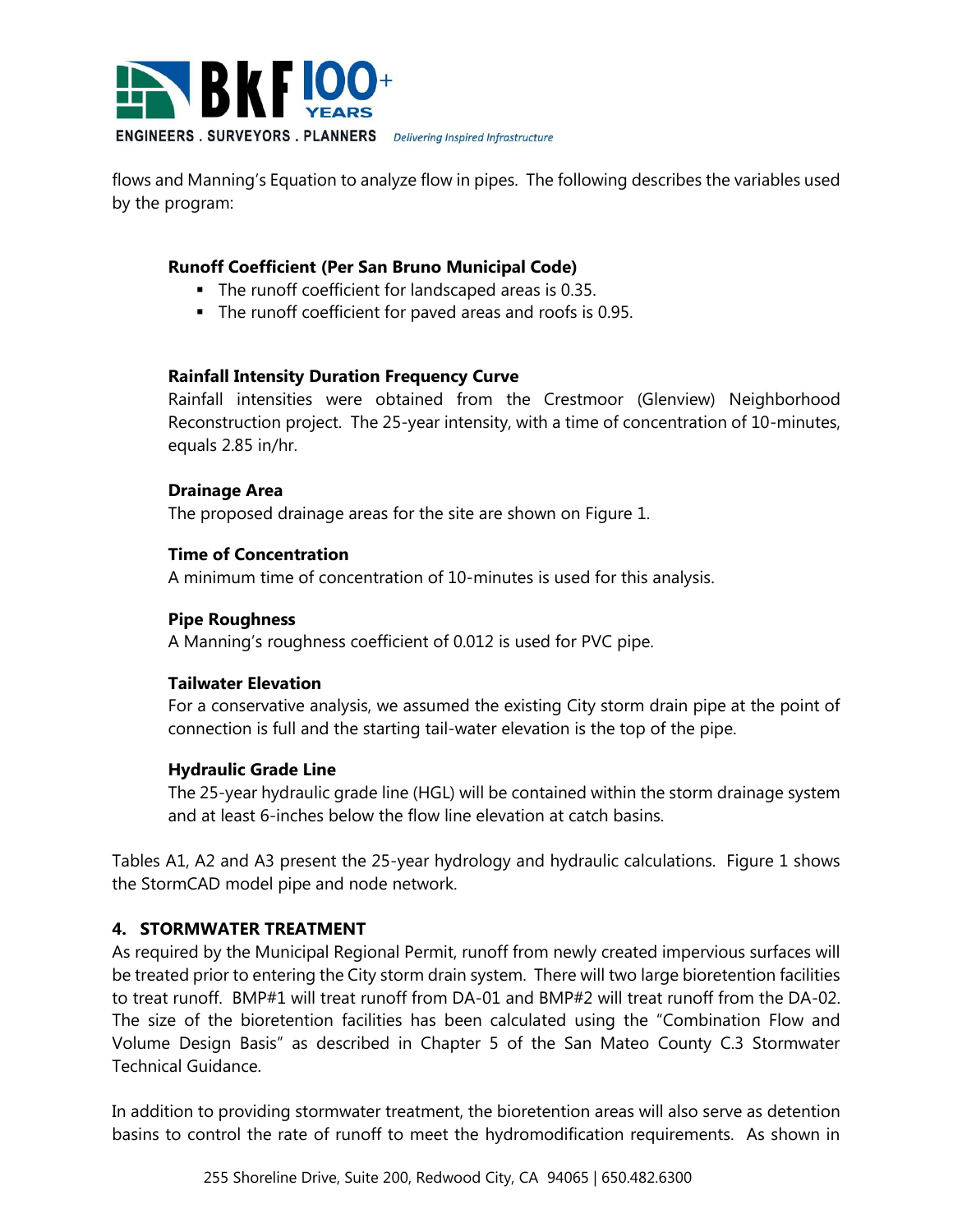flows and Manning's Equation to analyze flow in pipes. The following describes the variables used by the program:

**Runoff Coefficient (Per San Bruno Municipal Code)**

- The runoff coefficient for landscaped areas is 0.35.
- The runoff coefficient for paved areas and roofs is 0.95.

**Rainfall Intensity Duration Frequency Curve**

Rainfall intensities were obtained from the Crestmoor (Glenview) Neighborhood Reconstruction project. The 25-year intensity, with a time of concentration of 10-minutes, equals 2.85 in/hr.

**Drainage Area**

The proposed drainage areas for the site are shown on Figure 1.

**Time of Concentration**

A minimum time of concentration of 10-minutes is used for this analysis.

**Pipe Roughness**

A Manning's roughness coefficient of 0.012 is used for PVC pipe.

**Tailwater Elevation**

For a conservative analysis, we assumed the existing City storm drain pipe at the point of connection is full and the starting tail-water elevation is the top of the pipe.

**Hydraulic Grade Line**

The 25-year hydraulic grade line (HGL) will be contained within the storm drainage system and at least 6-inches below the flow line elevation at catch basins.

Tables A1, A2 and A3 present the 25-year hydrology and hydraulic calculations. Figure 1 shows the StormCAD model pipe and node network.

## 4. STORMWATER TREATMENT

As required by the Municipal Regional Permit, runoff from newly created impervious surfaces will be treated prior to entering the City storm drain system. There will two large bioretention facilities to treat runoff. BMP#1 will treat runoff from DA-01 and BMP#2 will treat runoff from the DA-02. The size of the bioretention facilities has been calculated using the "Combination Flow and Volume Design Basis" as described in Chapter 5 of the San Mateo County C.3 Stormwater Technical Guidance.

In addition to providing stormwater treatment, the bioretention areas will also serve as detention basins to control the rate of runoff to meet the hydromodification requirements. As shown in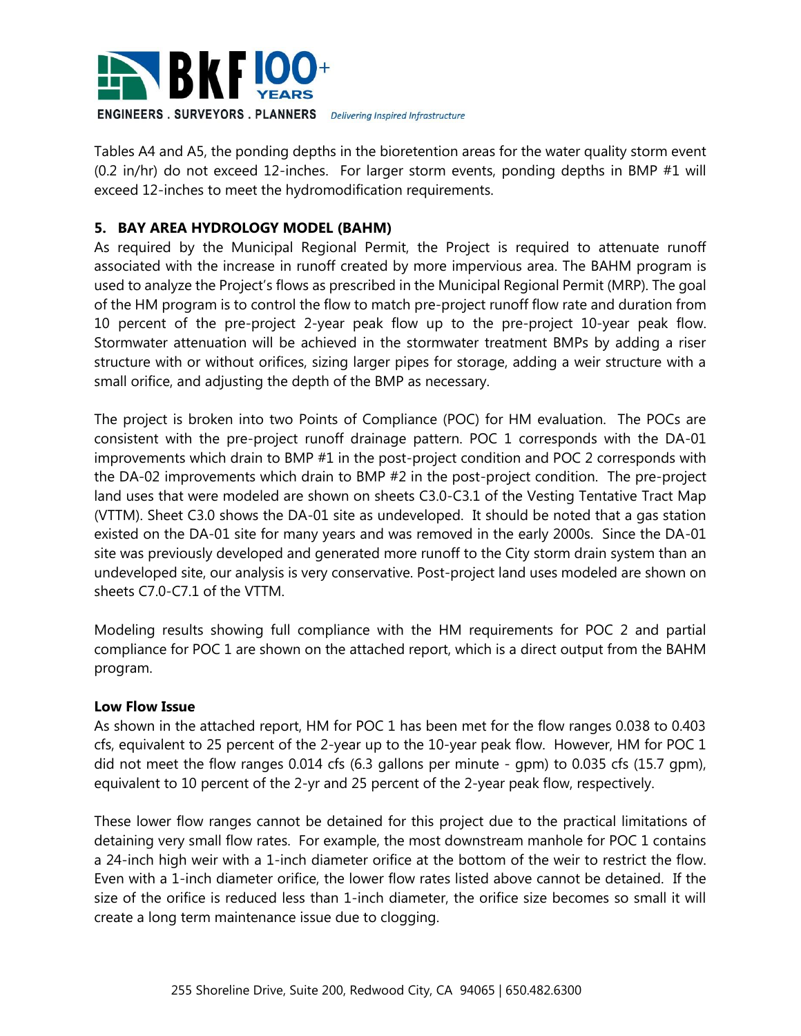Tables A4 and A5, the ponding depths in the bioretention areas for the water quality storm event (0.2 in/hr) do not exceed 12-inches. For larger storm events, ponding depths in BMP #1 will exceed 12-inches to meet the hydromodification requirements.

### 5. BAY AREA HYDROLOGY MODEL (BAHM)

As required by the Municipal Regional Permit, the Project is required to attenuate runoff associated with the increase in runoff created by more impervious area. The BAHM program is used to analyze the Project's flows as prescribed in the Municipal Regional Permit (MRP). The goal of the HM program is to control the flow to match pre-project runoff flow rate and duration from 10 percent of the pre-project 2-year peak flow up to the pre-project 10-year peak flow. Stormwater attenuation will be achieved in the stormwater treatment BMPs by adding a riser structure with or without orifices, sizing larger pipes for storage, adding a weir structure with a small orifice, and adjusting the depth of the BMP as necessary.

The project is broken into two Points of Compliance (POC) for HM evaluation. The POCs are consistent with the pre-project runoff drainage pattern. POC 1 corresponds with the DA-01 improvements which drain to BMP #1 in the post-project condition and POC 2 corresponds with the DA-02 improvements which drain to BMP #2 in the post-project condition. The pre-project land uses that were modeled are shown on sheets C3.0-C3.1 of the Vesting Tentative Tract Map (VTTM). Sheet C3.0 shows the DA-01 site as undeveloped. It should be noted that a gas station existed on the DA-01 site for many years and was removed in the early 2000s. Since the DA-01 site was previously developed and generated more runoff to the City storm drain system than an undeveloped site, our analysis is very conservative. Post-project land uses modeled are shown on sheets C7.0-C7.1 of the VTTM.

Modeling results showing full compliance with the HM requirements for POC 2 and partial compliance for POC 1 are shown on the attached report, which is a direct output from the BAHM program.

**Low Flow Issue**

As shown in the attached report, HM for POC 1 has been met for the flow ranges 0.038 to 0.403 cfs, equivalent to 25 percent of the 2-year up to the 10-year peak flow. However, HM for POC 1 did not meet the flow ranges 0.014 cfs (6.3 gallons per minute - gpm) to 0.035 cfs (15.7 gpm), equivalent to 10 percent of the 2-yr and 25 percent of the 2-year peak flow, respectively.

These lower flow ranges cannot be detained for this project due to the practical limitations of detaining very small flow rates. For example, the most downstream manhole for POC 1 contains a 24-inch high weir with a 1-inch diameter orifice at the bottom of the weir to restrict the flow. Even with a 1-inch diameter orifice, the lower flow rates listed above cannot be detained. If the size of the orifice is reduced less than 1-inch diameter, the orifice size becomes so small it will create a long term maintenance issue due to clogging.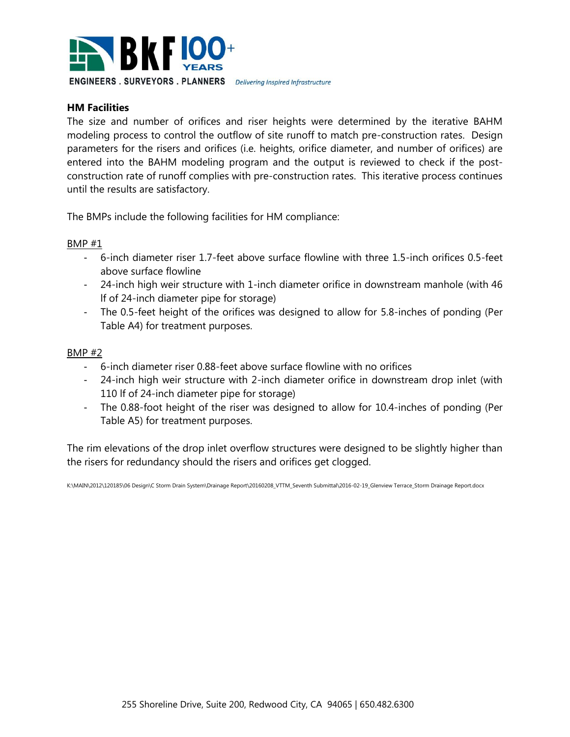**HM Facilities**

The size and number of orifices and riser heights were determined by the iterative BAHM modeling process to control the outflow of site runoff to match pre-construction rates. Design parameters for the risers and orifices (i.e. heights, orifice diameter, and number of orifices) are entered into the BAHM modeling program and the output is reviewed to check if the post-construction rate of runoff complies with pre-construction rates. This iterative process continues until the results are satisfactory.

The BMPs include the following facilities for HM compliance:

BMP #1

- 6-inch diameter riser 1.7-feet above surface flowline with three 1.5-inch orifices 0.5-feet above surface flowline
- 24-inch high weir structure with 1-inch diameter orifice in downstream manhole (with 46 lf of 24-inch diameter pipe for storage)
- The 0.5-feet height of the orifices was designed to allow for 5.8-inches of ponding (Per Table A4) for treatment purposes.

BMP #2

- 6-inch diameter riser 0.88-feet above surface flowline with no orifices
- 24-inch high weir structure with 2-inch diameter orifice in downstream drop inlet (with 110 lf of 24-inch diameter pipe for storage)
- The 0.88-foot height of the riser was designed to allow for 10.4-inches of ponding (Per Table A5) for treatment purposes.

The rim elevations of the drop inlet overflow structures were designed to be slightly higher than the risers for redundancy should the risers and orifices get clogged.

K:\MAIN\2012\120185\06 Design\C Storm Drain System\Drainage Report\20160208_VTTM_Seventh Submittal\2016-02-19_Glenview Terrace_Storm Drainage Report.docx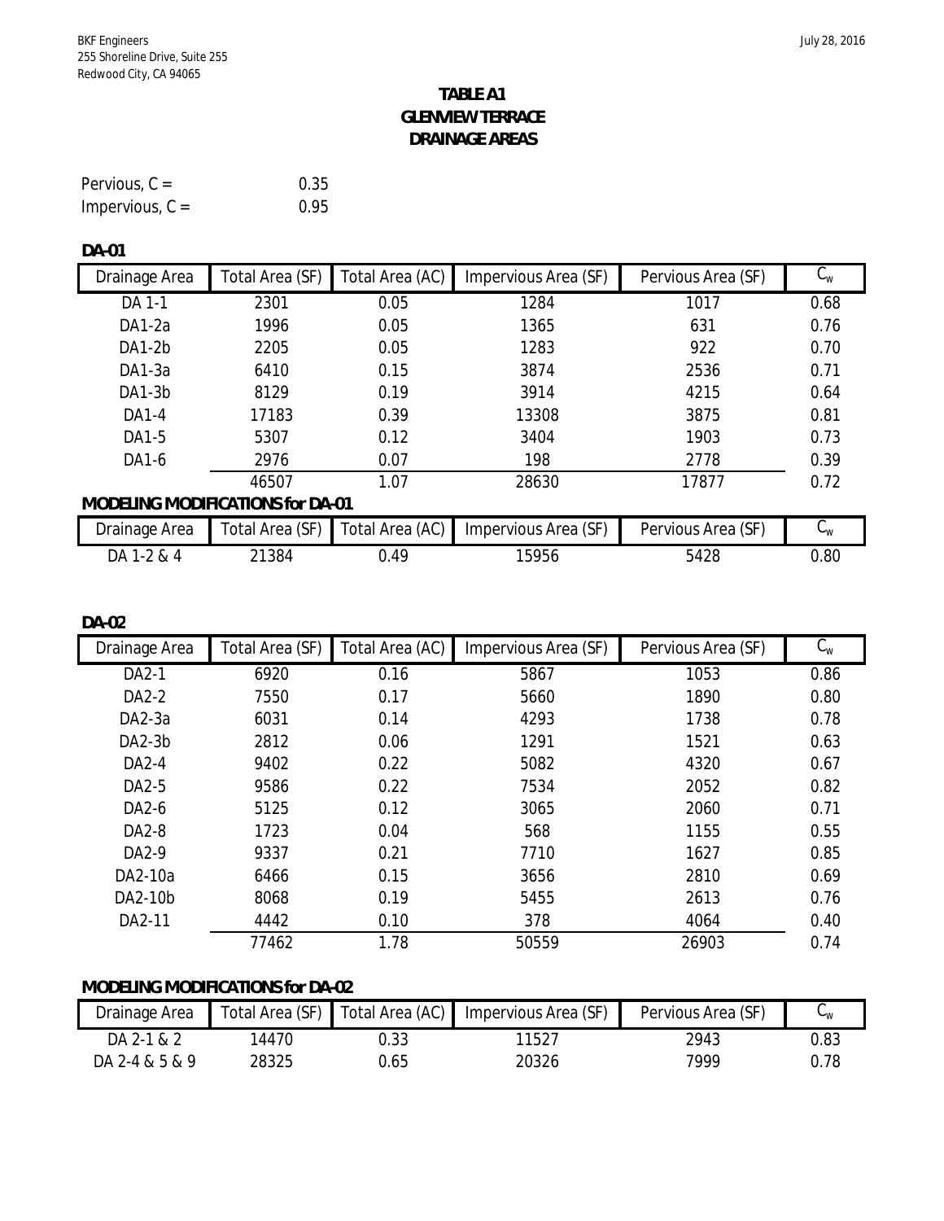BKF Engineers
255 Shoreline Drive, Suite 255
Redwood City, CA 94065

July 28, 2016

# TABLE A1
# GLENVIEW TERRACE
# DRAINAGE AREAS

Pervious, C = 0.35
Impervious, C = 0.95

**DA-01**

| Drainage Area | Total Area (SF) | Total Area (AC) | Impervious Area (SF) | Pervious Area (SF) | $C_w$ |
|---|---|---|---|---|---|
| DA 1-1 | 2301 | 0.05 | 1284 | 1017 | 0.68 |
| DA1-2a | 1996 | 0.05 | 1365 | 631 | 0.76 |
| DA1-2b | 2205 | 0.05 | 1283 | 922 | 0.70 |
| DA1-3a | 6410 | 0.15 | 3874 | 2536 | 0.71 |
| DA1-3b | 8129 | 0.19 | 3914 | 4215 | 0.64 |
| DA1-4 | 17183 | 0.39 | 13308 | 3875 | 0.81 |
| DA1-5 | 5307 | 0.12 | 3404 | 1903 | 0.73 |
| DA1-6 | 2976 | 0.07 | 198 | 2778 | 0.39 |
| | 46507 | 1.07 | 28630 | 17877 | 0.72 |

**MODELING MODIFICATIONS for DA-01**

| Drainage Area | Total Area (SF) | Total Area (AC) | Impervious Area (SF) | Pervious Area (SF) | $C_w$ |
|---|---|---|---|---|---|
| DA 1-2 & 4 | 21384 | 0.49 | 15956 | 5428 | 0.80 |

**DA-02**

| Drainage Area | Total Area (SF) | Total Area (AC) | Impervious Area (SF) | Pervious Area (SF) | $C_w$ |
|---|---|---|---|---|---|
| DA2-1 | 6920 | 0.16 | 5867 | 1053 | 0.86 |
| DA2-2 | 7550 | 0.17 | 5660 | 1890 | 0.80 |
| DA2-3a | 6031 | 0.14 | 4293 | 1738 | 0.78 |
| DA2-3b | 2812 | 0.06 | 1291 | 1521 | 0.63 |
| DA2-4 | 9402 | 0.22 | 5082 | 4320 | 0.67 |
| DA2-5 | 9586 | 0.22 | 7534 | 2052 | 0.82 |
| DA2-6 | 5125 | 0.12 | 3065 | 2060 | 0.71 |
| DA2-8 | 1723 | 0.04 | 568 | 1155 | 0.55 |
| DA2-9 | 9337 | 0.21 | 7710 | 1627 | 0.85 |
| DA2-10a | 6466 | 0.15 | 3656 | 2810 | 0.69 |
| DA2-10b | 8068 | 0.19 | 5455 | 2613 | 0.76 |
| DA2-11 | 4442 | 0.10 | 378 | 4064 | 0.40 |
| | 77462 | 1.78 | 50559 | 26903 | 0.74 |

**MODELING MODIFICATIONS for DA-02**

| Drainage Area | Total Area (SF) | Total Area (AC) | Impervious Area (SF) | Pervious Area (SF) | $C_w$ |
|---|---|---|---|---|---|
| DA 2-1 & 2 | 14470 | 0.33 | 11527 | 2943 | 0.83 |
| DA 2-4 & 5 & 9 | 28325 | 0.65 | 20326 | 7999 | 0.78 |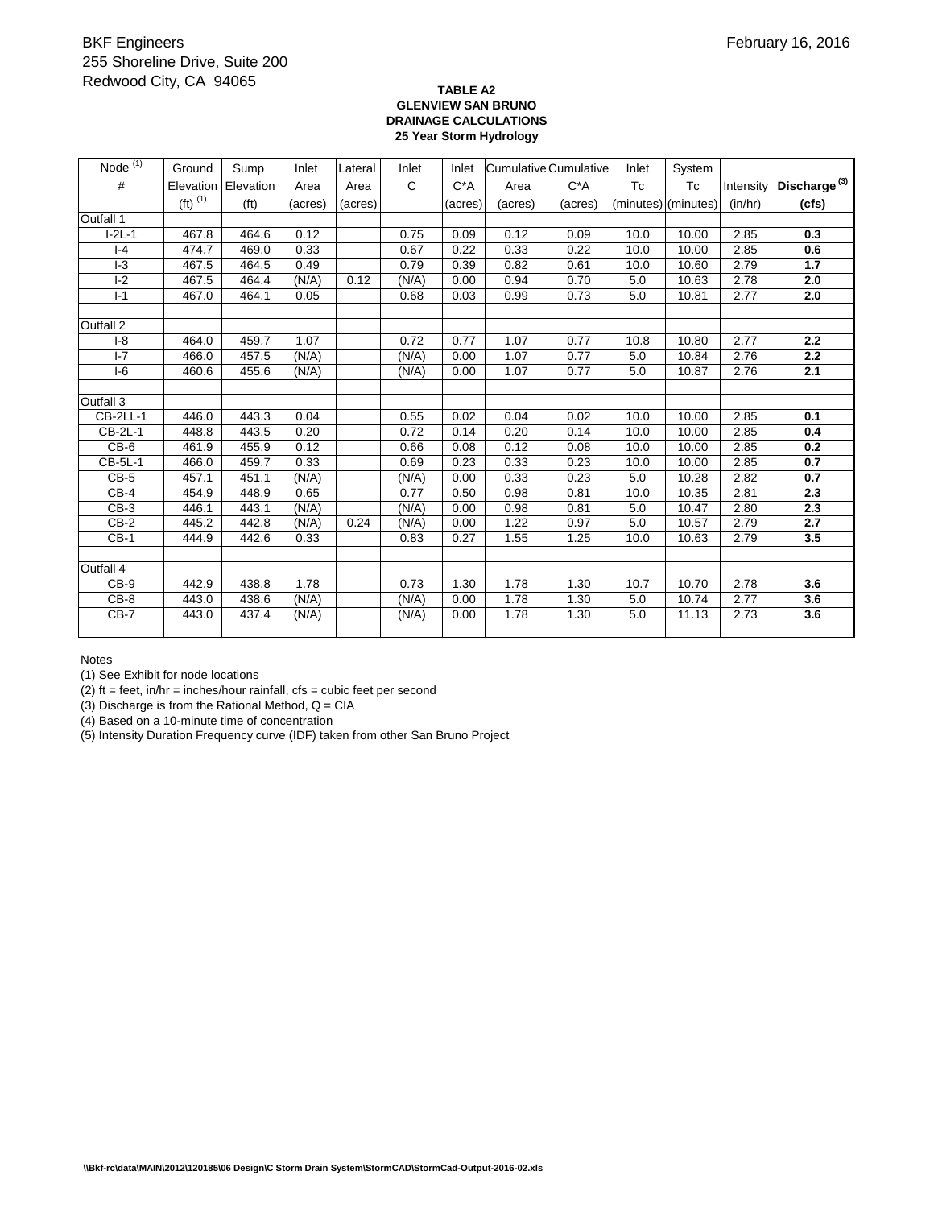BKF Engineers
255 Shoreline Drive, Suite 200
Redwood City, CA 94065

February 16, 2016

**TABLE A2**
**GLENVIEW SAN BRUNO**
**DRAINAGE CALCULATIONS**
**25 Year Storm Hydrology**

| Node [(1)] # | Ground Elevation (ft) [(1)] | Sump Elevation (ft) | Inlet Area (acres) | Lateral Area (acres) | Inlet C | Inlet C*A (acres) | Cumulative Area (acres) | Cumulative C*A (acres) | Inlet Tc (minutes) | System Tc (minutes) | Intensity (in/hr) | **Discharge [(3)] (cfs)** |
|---|---|---|---|---|---|---|---|---|---|---|---|---|
| Outfall 1 | | | | | | | | | | | | |
| I-2L-1 | 467.8 | 464.6 | 0.12 | | 0.75 | 0.09 | 0.12 | 0.09 | 10.0 | 10.00 | 2.85 | **0.3** |
| I-4 | 474.7 | 469.0 | 0.33 | | 0.67 | 0.22 | 0.33 | 0.22 | 10.0 | 10.00 | 2.85 | **0.6** |
| I-3 | 467.5 | 464.5 | 0.49 | | 0.79 | 0.39 | 0.82 | 0.61 | 10.0 | 10.60 | 2.79 | **1.7** |
| I-2 | 467.5 | 464.4 | (N/A) | 0.12 | (N/A) | 0.00 | 0.94 | 0.70 | 5.0 | 10.63 | 2.78 | **2.0** |
| I-1 | 467.0 | 464.1 | 0.05 | | 0.68 | 0.03 | 0.99 | 0.73 | 5.0 | 10.81 | 2.77 | **2.0** |
| | | | | | | | | | | | | |
| Outfall 2 | | | | | | | | | | | | |
| I-8 | 464.0 | 459.7 | 1.07 | | 0.72 | 0.77 | 1.07 | 0.77 | 10.8 | 10.80 | 2.77 | **2.2** |
| I-7 | 466.0 | 457.5 | (N/A) | | (N/A) | 0.00 | 1.07 | 0.77 | 5.0 | 10.84 | 2.76 | **2.2** |
| I-6 | 460.6 | 455.6 | (N/A) | | (N/A) | 0.00 | 1.07 | 0.77 | 5.0 | 10.87 | 2.76 | **2.1** |
| | | | | | | | | | | | | |
| Outfall 3 | | | | | | | | | | | | |
| CB-2LL-1 | 446.0 | 443.3 | 0.04 | | 0.55 | 0.02 | 0.04 | 0.02 | 10.0 | 10.00 | 2.85 | **0.1** |
| CB-2L-1 | 448.8 | 443.5 | 0.20 | | 0.72 | 0.14 | 0.20 | 0.14 | 10.0 | 10.00 | 2.85 | **0.4** |
| CB-6 | 461.9 | 455.9 | 0.12 | | 0.66 | 0.08 | 0.12 | 0.08 | 10.0 | 10.00 | 2.85 | **0.2** |
| CB-5L-1 | 466.0 | 459.7 | 0.33 | | 0.69 | 0.23 | 0.33 | 0.23 | 10.0 | 10.00 | 2.85 | **0.7** |
| CB-5 | 457.1 | 451.1 | (N/A) | | (N/A) | 0.00 | 0.33 | 0.23 | 5.0 | 10.28 | 2.82 | **0.7** |
| CB-4 | 454.9 | 448.9 | 0.65 | | 0.77 | 0.50 | 0.98 | 0.81 | 10.0 | 10.35 | 2.81 | **2.3** |
| CB-3 | 446.1 | 443.1 | (N/A) | | (N/A) | 0.00 | 0.98 | 0.81 | 5.0 | 10.47 | 2.80 | **2.3** |
| CB-2 | 445.2 | 442.8 | (N/A) | 0.24 | (N/A) | 0.00 | 1.22 | 0.97 | 5.0 | 10.57 | 2.79 | **2.7** |
| CB-1 | 444.9 | 442.6 | 0.33 | | 0.83 | 0.27 | 1.55 | 1.25 | 10.0 | 10.63 | 2.79 | **3.5** |
| | | | | | | | | | | | | |
| Outfall 4 | | | | | | | | | | | | |
| CB-9 | 442.9 | 438.8 | 1.78 | | 0.73 | 1.30 | 1.78 | 1.30 | 10.7 | 10.70 | 2.78 | **3.6** |
| CB-8 | 443.0 | 438.6 | (N/A) | | (N/A) | 0.00 | 1.78 | 1.30 | 5.0 | 10.74 | 2.77 | **3.6** |
| CB-7 | 443.0 | 437.4 | (N/A) | | (N/A) | 0.00 | 1.78 | 1.30 | 5.0 | 11.13 | 2.73 | **3.6** |
| | | | | | | | | | | | | |

Notes
(1) See Exhibit for node locations
(2) ft = feet, in/hr = inches/hour rainfall, cfs = cubic feet per second
(3) Discharge is from the Rational Method, Q = CIA
(4) Based on a 10-minute time of concentration
(5) Intensity Duration Frequency curve (IDF) taken from other San Bruno Project

**\\Bkf-rc\data\MAIN\2012\120185\06 Design\C Storm Drain System\StormCAD\StormCad-Output-2016-02.xls**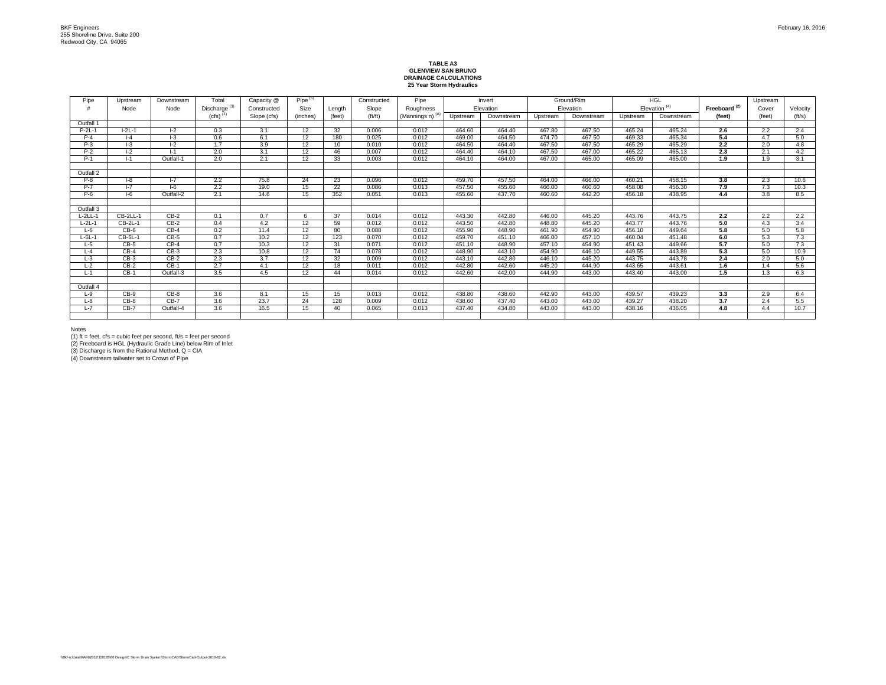BKF Engineers
255 Shoreline Drive, Suite 200
Redwood City, CA 94065

February 16, 2016

**TABLE A3**
**GLENVIEW SAN BRUNO**
**DRAINAGE CALCULATIONS**
**25 Year Storm Hydraulics**

| Pipe # | Upstream Node | Downstream Node | Total Discharge [3] (cfs) [1] | Capacity @ Constructed Slope (cfs) | Pipe [5] Size (inches) | Length (feet) | Constructed Slope (ft/ft) | Pipe Roughness (Mannings n) [A] | Invert Elevation Upstream | Invert Elevation Downstream | Ground/Rim Elevation Upstream | Ground/Rim Elevation Downstream | HGL Elevation [4] Upstream | HGL Elevation [4] Downstream | **Freeboard [2] (feet)** | Upstream Cover (feet) | Velocity (ft/s) |
|---|---|---|---|---|---|---|---|---|---|---|---|---|---|---|---|---|---|
| Outfall 1 | | | | | | | | | | | | | | | | | |
| P-2L-1 | I-2L-1 | I-2 | 0.3 | 3.1 | 12 | 32 | 0.006 | 0.012 | 464.60 | 464.40 | 467.80 | 467.50 | 465.24 | 465.24 | **2.6** | 2.2 | 2.4 |
| P-4 | I-4 | I-3 | 0.6 | 6.1 | 12 | 180 | 0.025 | 0.012 | 469.00 | 464.50 | 474.70 | 467.50 | 469.33 | 465.34 | **5.4** | 4.7 | 5.0 |
| P-3 | I-3 | I-2 | 1.7 | 3.9 | 12 | 10 | 0.010 | 0.012 | 464.50 | 464.40 | 467.50 | 467.50 | 465.29 | 465.29 | **2.2** | 2.0 | 4.8 |
| P-2 | I-2 | I-1 | 2.0 | 3.1 | 12 | 46 | 0.007 | 0.012 | 464.40 | 464.10 | 467.50 | 467.00 | 465.22 | 465.13 | **2.3** | 2.1 | 4.2 |
| P-1 | I-1 | Outfall-1 | 2.0 | 2.1 | 12 | 33 | 0.003 | 0.012 | 464.10 | 464.00 | 467.00 | 465.00 | 465.09 | 465.00 | **1.9** | 1.9 | 3.1 |
| | | | | | | | | | | | | | | | | | |
| Outfall 2 | | | | | | | | | | | | | | | | | |
| P-8 | I-8 | I-7 | 2.2 | 75.8 | 24 | 23 | 0.096 | 0.012 | 459.70 | 457.50 | 464.00 | 466.00 | 460.21 | 458.15 | **3.8** | 2.3 | 10.6 |
| P-7 | I-7 | I-6 | 2.2 | 19.0 | 15 | 22 | 0.086 | 0.013 | 457.50 | 455.60 | 466.00 | 460.60 | 458.08 | 456.30 | **7.9** | 7.3 | 10.3 |
| P-6 | I-6 | Outfall-2 | 2.1 | 14.6 | 15 | 352 | 0.051 | 0.013 | 455.60 | 437.70 | 460.60 | 442.20 | 456.18 | 438.95 | **4.4** | 3.8 | 8.5 |
| | | | | | | | | | | | | | | | | | |
| Outfall 3 | | | | | | | | | | | | | | | | | |
| L-2LL-1 | CB-2LL-1 | CB-2 | 0.1 | 0.7 | 6 | 37 | 0.014 | 0.012 | 443.30 | 442.80 | 446.00 | 445.20 | 443.76 | 443.75 | **2.2** | 2.2 | 2.2 |
| L-2L-1 | CB-2L-1 | CB-2 | 0.4 | 4.2 | 12 | 59 | 0.012 | 0.012 | 443.50 | 442.80 | 448.80 | 445.20 | 443.77 | 443.76 | **5.0** | 4.3 | 3.4 |
| L-6 | CB-6 | CB-4 | 0.2 | 11.4 | 12 | 80 | 0.088 | 0.012 | 455.90 | 448.90 | 461.90 | 454.90 | 456.10 | 449.64 | **5.8** | 5.0 | 5.8 |
| L-5L-1 | CB-5L-1 | CB-5 | 0.7 | 10.2 | 12 | 123 | 0.070 | 0.012 | 459.70 | 451.10 | 466.00 | 457.10 | 460.04 | 451.48 | **6.0** | 5.3 | 7.3 |
| L-5 | CB-5 | CB-4 | 0.7 | 10.3 | 12 | 31 | 0.071 | 0.012 | 451.10 | 448.90 | 457.10 | 454.90 | 451.43 | 449.66 | **5.7** | 5.0 | 7.3 |
| L-4 | CB-4 | CB-3 | 2.3 | 10.8 | 12 | 74 | 0.078 | 0.012 | 448.90 | 443.10 | 454.90 | 446.10 | 449.55 | 443.89 | **5.3** | 5.0 | 10.9 |
| L-3 | CB-3 | CB-2 | 2.3 | 3.7 | 12 | 32 | 0.009 | 0.012 | 443.10 | 442.80 | 446.10 | 445.20 | 443.75 | 443.78 | **2.4** | 2.0 | 5.0 |
| L-2 | CB-2 | CB-1 | 2.7 | 4.1 | 12 | 18 | 0.011 | 0.012 | 442.80 | 442.60 | 445.20 | 444.90 | 443.65 | 443.61 | **1.6** | 1.4 | 5.6 |
| L-1 | CB-1 | Outfall-3 | 3.5 | 4.5 | 12 | 44 | 0.014 | 0.012 | 442.60 | 442.00 | 444.90 | 443.00 | 443.40 | 443.00 | **1.5** | 1.3 | 6.3 |
| | | | | | | | | | | | | | | | | | |
| Outfall 4 | | | | | | | | | | | | | | | | | |
| L-9 | CB-9 | CB-8 | 3.6 | 8.1 | 15 | 15 | 0.013 | 0.012 | 438.80 | 438.60 | 442.90 | 443.00 | 439.57 | 439.23 | **3.3** | 2.9 | 6.4 |
| L-8 | CB-8 | CB-7 | 3.6 | 23.7 | 24 | 128 | 0.009 | 0.012 | 438.60 | 437.40 | 443.00 | 443.00 | 439.27 | 438.20 | **3.7** | 2.4 | 5.5 |
| L-7 | CB-7 | Outfall-4 | 3.6 | 16.5 | 15 | 40 | 0.065 | 0.013 | 437.40 | 434.80 | 443.00 | 443.00 | 438.16 | 436.05 | **4.8** | 4.4 | 10.7 |

Notes
(1) ft = feet, cfs = cubic feet per second, ft/s = feet per second
(2) Freeboard is HGL (Hydraulic Grade Line) below Rim of Inlet
(3) Discharge is from the Rational Method, Q = CIA
(4) Downstream tailwater set to Crown of Pipe

\\Bkf-rc\data\MAIN\2012\120185\06 Design\C Storm Drain System\StormCAD\StormCad-Output-2016-02.xls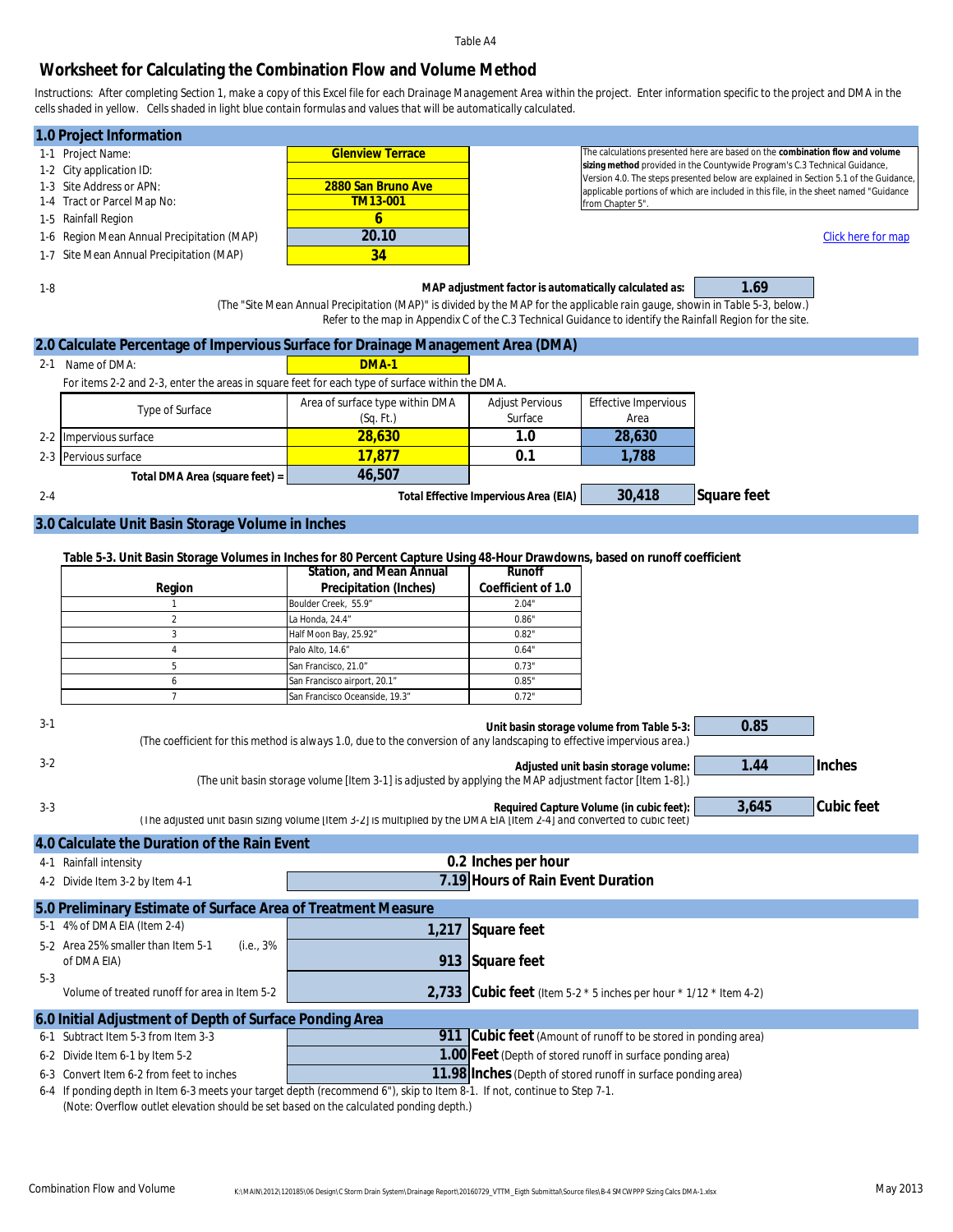Table A4

# Worksheet for Calculating the Combination Flow and Volume Method

Instructions: After completing Section 1, make a copy of this Excel file for each Drainage Management Area within the project. Enter information specific to the project and DMA in the cells shaded in yellow. Cells shaded in light blue contain formulas and values that will be automatically calculated.

## 1.0 Project Information

| | | |
|---|---|---|
| 1-1 | Project Name: | Glenview Terrace |
| 1-2 | City application ID: | |
| 1-3 | Site Address or APN: | 2880 San Bruno Ave |
| 1-4 | Tract or Parcel Map No: | TM13-001 |
| 1-5 | Rainfall Region | 6 |
| 1-6 | Region Mean Annual Precipitation (MAP) | 20.10 |
| 1-7 | Site Mean Annual Precipitation (MAP) | 34 |

The calculations presented here are based on the **combination flow and volume sizing method** provided in the Countywide Program's C.3 Technical Guidance, Version 4.0. The steps presented below are explained in Section 5.1 of the Guidance, applicable portions of which are included in this file, in the sheet named "Guidance from Chapter 5".

Click here for map

1-8 **MAP adjustment factor is automatically calculated as:** 1.69

(The "Site Mean Annual Precipitation (MAP)" is divided by the MAP for the applicable rain gauge, shown in Table 5-3, below.)
Refer to the map in Appendix C of the C.3 Technical Guidance to identify the Rainfall Region for the site.

## 2.0 Calculate Percentage of Impervious Surface for Drainage Management Area (DMA)

2-1 Name of DMA: DMA-1

For items 2-2 and 2-3, enter the areas in square feet for each type of surface within the DMA.

| | Type of Surface | Area of surface type within DMA (Sq. Ft.) | Adjust Pervious Surface | Effective Impervious Area |
|---|---|---|---|---|
| 2-2 | Impervious surface | 28,630 | 1.0 | 28,630 |
| 2-3 | Pervious surface | 17,877 | 0.1 | 1,788 |
| | **Total DMA Area (square feet) =** | 46,507 | | |

2-4 **Total Effective Impervious Area (EIA)** 30,418 **Square feet**

## 3.0 Calculate Unit Basin Storage Volume in Inches

**Table 5-3. Unit Basin Storage Volumes in Inches for 80 Percent Capture Using 48-Hour Drawdowns, based on runoff coefficient**

| Region | Station, and Mean Annual Precipitation (Inches) | Runoff Coefficient of 1.0 |
|---|---|---|
| 1 | Boulder Creek, 55.9" | 2.04" |
| 2 | La Honda, 24.4" | 0.86" |
| 3 | Half Moon Bay, 25.92" | 0.82" |
| 4 | Palo Alto, 14.6" | 0.64" |
| 5 | San Francisco, 21.0" | 0.73" |
| 6 | San Francisco airport, 20.1" | 0.85" |
| 7 | San Francisco Oceanside, 19.3" | 0.72" |

3-1 **Unit basin storage volume from Table 5-3:** 0.85
(The coefficient for this method is always 1.0, due to the conversion of any landscaping to effective impervious area.)

3-2 **Adjusted unit basin storage volume:** 1.44 **Inches**
(The unit basin storage volume [Item 3-1] is adjusted by applying the MAP adjustment factor [Item 1-8].)

3-3 **Required Capture Volume (in cubic feet):** 3,645 **Cubic feet**
(The adjusted unit basin sizing volume [Item 3-2] is multiplied by the DMA EIA [Item 2-4] and converted to cubic feet)

## 4.0 Calculate the Duration of the Rain Event

| | | | |
|---|---|---|---|
| 4-1 | Rainfall intensity | 0.2 | Inches per hour |
| 4-2 | Divide Item 3-2 by Item 4-1 | 7.19 | Hours of Rain Event Duration |

## 5.0 Preliminary Estimate of Surface Area of Treatment Measure

| | | | |
|---|---|---|---|
| 5-1 | 4% of DMA EIA (Item 2-4) | 1,217 | Square feet |
| 5-2 | Area 25% smaller than Item 5-1 (i.e., 3% of DMA EIA) | 913 | Square feet |
| 5-3 | Volume of treated runoff for area in Item 5-2 | 2,733 | Cubic feet (Item 5-2 * 5 inches per hour * 1/12 * Item 4-2) |

## 6.0 Initial Adjustment of Depth of Surface Ponding Area

| | | | |
|---|---|---|---|
| 6-1 | Subtract Item 5-3 from Item 3-3 | 911 | Cubic feet (Amount of runoff to be stored in ponding area) |
| 6-2 | Divide Item 6-1 by Item 5-2 | 1.00 | Feet (Depth of stored runoff in surface ponding area) |
| 6-3 | Convert Item 6-2 from feet to inches | 11.98 | Inches (Depth of stored runoff in surface ponding area) |

6-4 If ponding depth in Item 6-3 meets your target depth (recommend 6"), skip to Item 8-1. If not, continue to Step 7-1.
(Note: Overflow outlet elevation should be set based on the calculated ponding depth.)

Combination Flow and Volume K:\MAIN\2012\120185\06 Design\C Storm Drain System\Drainage Report\20160729_VTTM_Eigth Submittal\Source files\B-4 SMCWPPP Sizing Calcs DMA-1.xlsx May 2013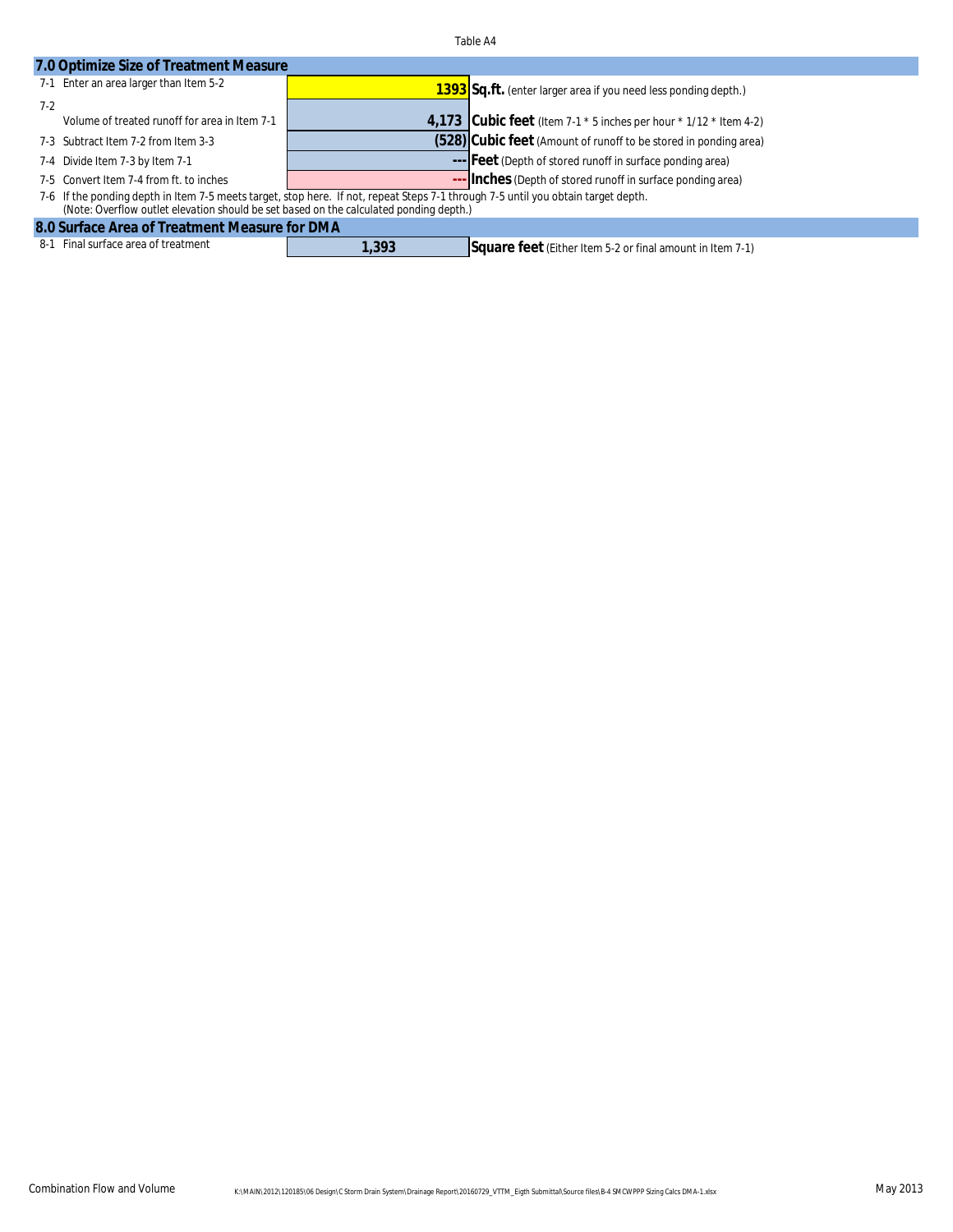Table A4

## 7.0 Optimize Size of Treatment Measure

| Item | Description | Value | Units |
|---|---|---|---|
| 7-1 | Enter an area larger than Item 5-2 | 1393 | **Sq.ft.** (enter larger area if you need less ponding depth.) |
| 7-2 | Volume of treated runoff for area in Item 7-1 | 4,173 | **Cubic feet** (Item 7-1 * 5 inches per hour * 1/12 * Item 4-2) |
| 7-3 | Subtract Item 7-2 from Item 3-3 | (528) | **Cubic feet** (Amount of runoff to be stored in ponding area) |
| 7-4 | Divide Item 7-3 by Item 7-1 | --- | **Feet** (Depth of stored runoff in surface ponding area) |
| 7-5 | Convert Item 7-4 from ft. to inches | --- | **Inches** (Depth of stored runoff in surface ponding area) |

7-6 If the ponding depth in Item 7-5 meets target, stop here. If not, repeat Steps 7-1 through 7-5 until you obtain target depth. (Note: Overflow outlet elevation should be set based on the calculated ponding depth.)

## 8.0 Surface Area of Treatment Measure for DMA

| Item | Description | Value | Units |
|---|---|---|---|
| 8-1 | Final surface area of treatment | 1,393 | **Square feet** (Either Item 5-2 or final amount in Item 7-1) |

Combination Flow and Volume K:\MAIN\2012\120185\06 Design\C Storm Drain System\Drainage Report\20160729_VTTM_Eigth Submittal\Source files\B-4 SMCWPPP Sizing Calcs DMA-1.xlsx May 2013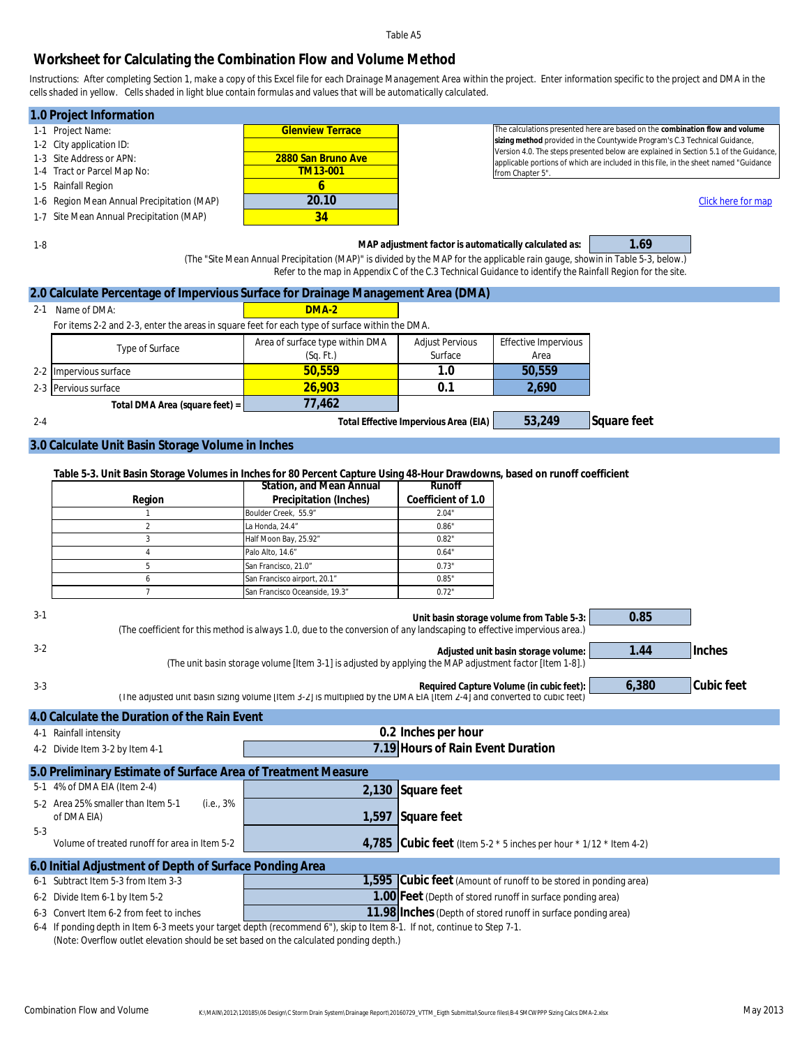Table A5

# Worksheet for Calculating the Combination Flow and Volume Method

Instructions: After completing Section 1, make a copy of this Excel file for each Drainage Management Area within the project. Enter information specific to the project and DMA in the cells shaded in yellow. Cells shaded in light blue contain formulas and values that will be automatically calculated.

## 1.0 Project Information

| | | |
|---|---|---|
| 1-1 | Project Name: | Glenview Terrace |
| 1-2 | City application ID: | |
| 1-3 | Site Address or APN: | 2880 San Bruno Ave |
| 1-4 | Tract or Parcel Map No: | TM13-001 |
| 1-5 | Rainfall Region | 6 |
| 1-6 | Region Mean Annual Precipitation (MAP) | 20.10 |
| 1-7 | Site Mean Annual Precipitation (MAP) | 34 |

The calculations presented here are based on the **combination flow and volume sizing method** provided in the Countywide Program's C.3 Technical Guidance, Version 4.0. The steps presented below are explained in Section 5.1 of the Guidance, applicable portions of which are included in this file, in the sheet named "Guidance from Chapter 5".

Click here for map

1-8 **MAP adjustment factor is automatically calculated as:** 1.69

(The "Site Mean Annual Precipitation (MAP)" is divided by the MAP for the applicable rain gauge, shown in Table 5-3, below.) Refer to the map in Appendix C of the C.3 Technical Guidance to identify the Rainfall Region for the site.

## 2.0 Calculate Percentage of Impervious Surface for Drainage Management Area (DMA)

2-1 Name of DMA: DMA-2

For items 2-2 and 2-3, enter the areas in square feet for each type of surface within the DMA.

| | Type of Surface | Area of surface type within DMA (Sq. Ft.) | Adjust Pervious Surface | Effective Impervious Area |
|---|---|---|---|---|
| 2-2 | Impervious surface | 50,559 | 1.0 | 50,559 |
| 2-3 | Pervious surface | 26,903 | 0.1 | 2,690 |
| | **Total DMA Area (square feet) =** | 77,462 | | |

2-4 **Total Effective Impervious Area (EIA)** 53,249 Square feet

## 3.0 Calculate Unit Basin Storage Volume in Inches

**Table 5-3. Unit Basin Storage Volumes in Inches for 80 Percent Capture Using 48-Hour Drawdowns, based on runoff coefficient**

| Region | Station, and Mean Annual Precipitation (Inches) | Runoff Coefficient of 1.0 |
|---|---|---|
| 1 | Boulder Creek, 55.9" | 2.04" |
| 2 | La Honda, 24.4" | 0.86" |
| 3 | Half Moon Bay, 25.92" | 0.82" |
| 4 | Palo Alto, 14.6" | 0.64" |
| 5 | San Francisco, 21.0" | 0.73" |
| 6 | San Francisco airport, 20.1" | 0.85" |
| 7 | San Francisco Oceanside, 19.3" | 0.72" |

3-1 **Unit basin storage volume from Table 5-3:** 0.85
(The coefficient for this method is always 1.0, due to the conversion of any landscaping to effective impervious area.)

3-2 **Adjusted unit basin storage volume:** 1.44 Inches
(The unit basin storage volume [Item 3-1] is adjusted by applying the MAP adjustment factor [Item 1-8].)

3-3 **Required Capture Volume (in cubic feet):** 6,380 Cubic feet
(The adjusted unit basin sizing volume [Item 3-2] is multiplied by the DMA EIA [Item 2-4] and converted to cubic feet)

## 4.0 Calculate the Duration of the Rain Event

| | | |
|---|---|---|
| 4-1 | Rainfall intensity | 0.2 Inches per hour |
| 4-2 | Divide Item 3-2 by Item 4-1 | 7.19 Hours of Rain Event Duration |

## 5.0 Preliminary Estimate of Surface Area of Treatment Measure

| | | | |
|---|---|---|---|
| 5-1 | 4% of DMA EIA (Item 2-4) | 2,130 | Square feet |
| 5-2 | Area 25% smaller than Item 5-1 (i.e., 3% of DMA EIA) | 1,597 | Square feet |
| 5-3 | Volume of treated runoff for area in Item 5-2 | 4,785 | Cubic feet (Item 5-2 * 5 inches per hour * 1/12 * Item 4-2) |

## 6.0 Initial Adjustment of Depth of Surface Ponding Area

| | | | |
|---|---|---|---|
| 6-1 | Subtract Item 5-3 from Item 3-3 | 1,595 | Cubic feet (Amount of runoff to be stored in ponding area) |
| 6-2 | Divide Item 6-1 by Item 5-2 | 1.00 | Feet (Depth of stored runoff in surface ponding area) |
| 6-3 | Convert Item 6-2 from feet to inches | 11.98 | Inches (Depth of stored runoff in surface ponding area) |

6-4 If ponding depth in Item 6-3 meets your target depth (recommend 6"), skip to Item 8-1. If not, continue to Step 7-1.
(Note: Overflow outlet elevation should be set based on the calculated ponding depth.)

Combination Flow and Volume    K:\MAIN\2012\120185\06 Design\C Storm Drain System\Drainage Report\20160729_VTTM_Eigth Submittal\Source files\B-4 SMCWPPP Sizing Calcs DMA-2.xlsx    May 2013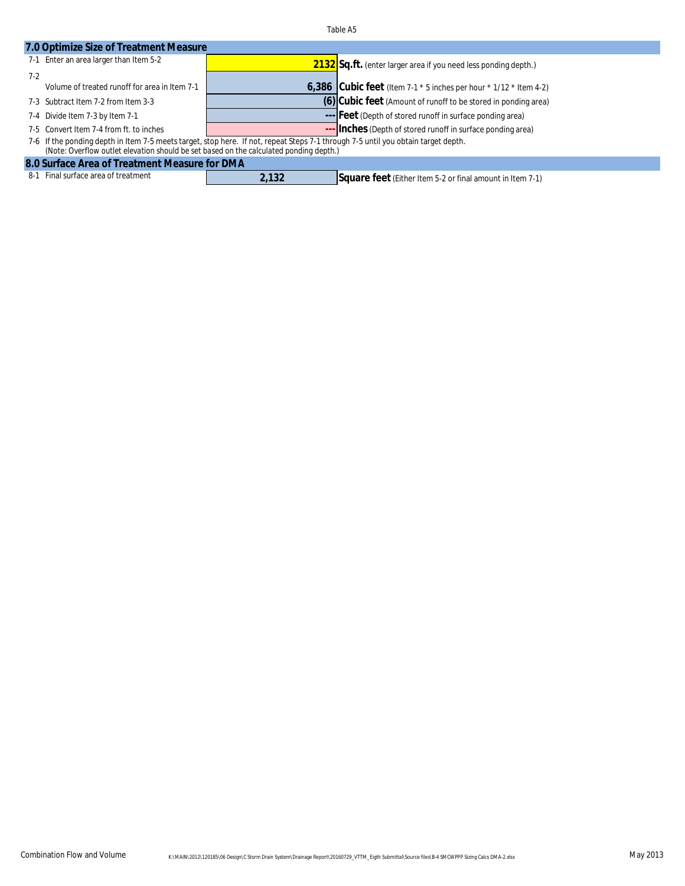Table A5

## 7.0 Optimize Size of Treatment Measure

| Item | Description | Value | Units / Notes |
|---|---|---|---|
| 7-1 | Enter an area larger than Item 5-2 | 2132 | **Sq.ft.** (enter larger area if you need less ponding depth.) |
| 7-2 | Volume of treated runoff for area in Item 7-1 | 6,386 | **Cubic feet** (Item 7-1 * 5 inches per hour * 1/12 * Item 4-2) |
| 7-3 | Subtract Item 7-2 from Item 3-3 | (6) | **Cubic feet** (Amount of runoff to be stored in ponding area) |
| 7-4 | Divide Item 7-3 by Item 7-1 | --- | **Feet** (Depth of stored runoff in surface ponding area) |
| 7-5 | Convert Item 7-4 from ft. to inches | --- | **Inches** (Depth of stored runoff in surface ponding area) |

7-6 If the ponding depth in Item 7-5 meets target, stop here. If not, repeat Steps 7-1 through 7-5 until you obtain target depth.
(Note: Overflow outlet elevation should be set based on the calculated ponding depth.)

## 8.0 Surface Area of Treatment Measure for DMA

| Item | Description | Value | Units / Notes |
|---|---|---|---|
| 8-1 | Final surface area of treatment | 2,132 | **Square feet** (Either Item 5-2 or final amount in Item 7-1) |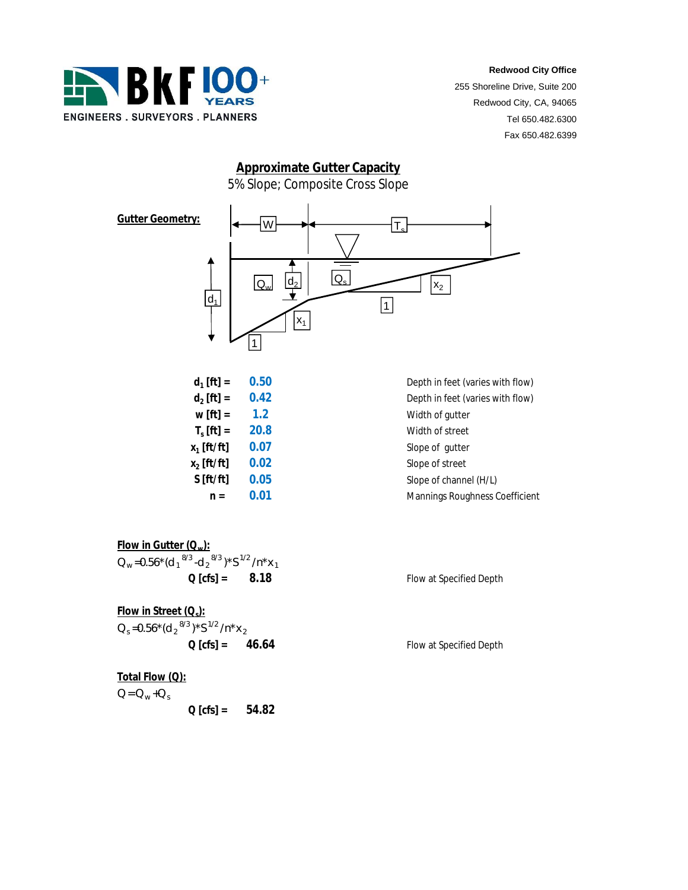**Redwood City Office**
255 Shoreline Drive, Suite 200
Redwood City, CA, 94065
Tel 650.482.6300
Fax 650.482.6399

# Approximate Gutter Capacity

5% Slope; Composite Cross Slope

**Gutter Geometry:**

| | | |
|---|---|---|
| $d_1$ [ft] = | 0.50 | Depth in feet (varies with flow) |
| $d_2$ [ft] = | 0.42 | Depth in feet (varies with flow) |
| w [ft] = | 1.2 | Width of gutter |
| $T_s$ [ft] = | 20.8 | Width of street |
| $x_1$ [ft/ft] | 0.07 | Slope of gutter |
| $x_2$ [ft/ft] | 0.02 | Slope of street |
| S [ft/ft] | 0.05 | Slope of channel (H/L) |
| n = | 0.01 | Mannings Roughness Coefficient |

**Flow in Gutter ($Q_w$):**

$Q_w = 0.56*(d_1^{8/3} - d_2^{8/3})*S^{1/2}/n*x_1$

**Q [cfs] = 8.18** Flow at Specified Depth

**Flow in Street ($Q_s$):**

$Q_s = 0.56*(d_2^{8/3})*S^{1/2}/n*x_2$

**Q [cfs] = 46.64** Flow at Specified Depth

**Total Flow (Q):**

$Q = Q_w + Q_s$

**Q [cfs] = 54.82**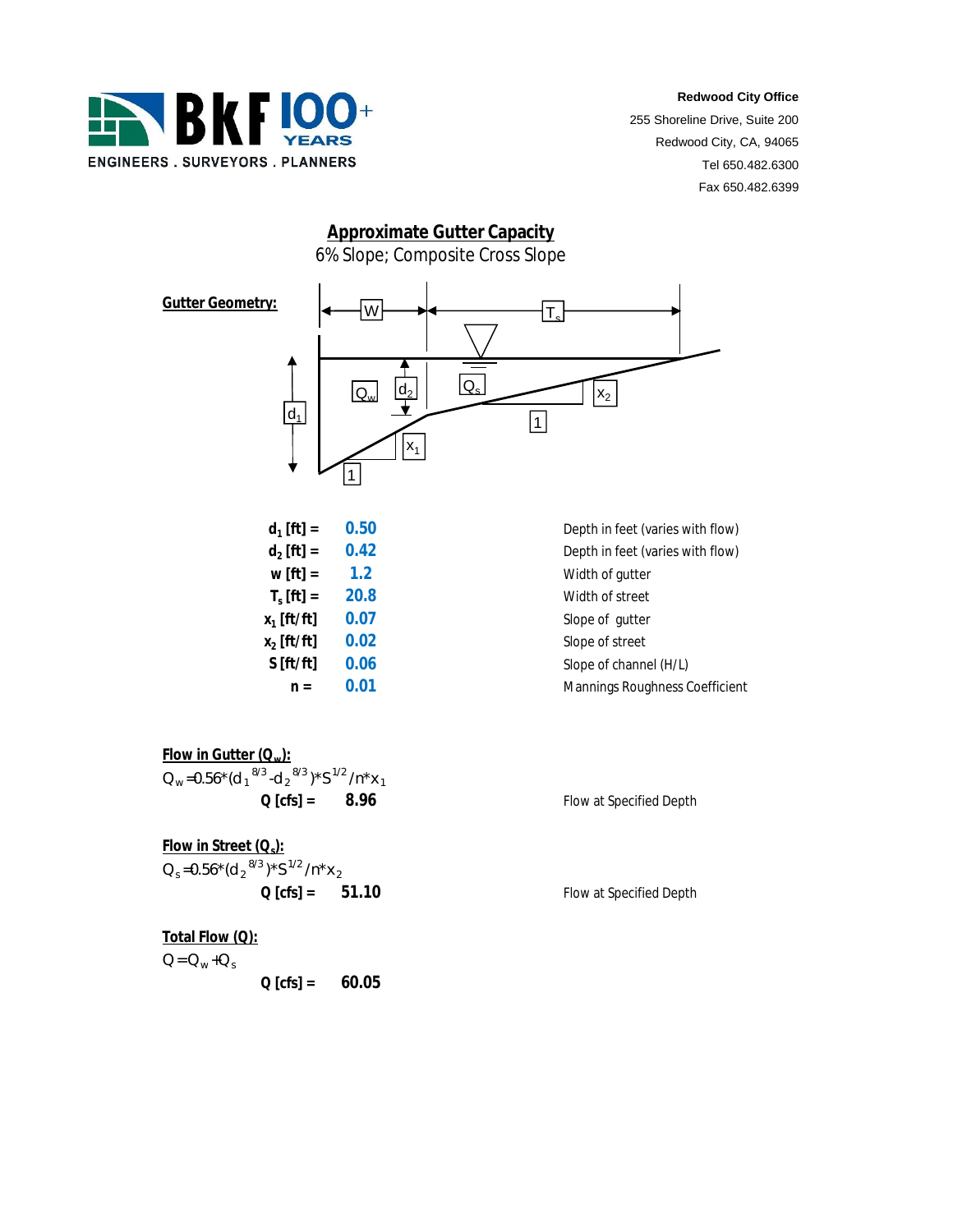**Redwood City Office**
255 Shoreline Drive, Suite 200
Redwood City, CA, 94065
Tel 650.482.6300
Fax 650.482.6399

BKF 100+ YEARS — ENGINEERS . SURVEYORS . PLANNERS

# Approximate Gutter Capacity

6% Slope; Composite Cross Slope

**Gutter Geometry:**

| | | |
|---|---|---|
| $d_1$ [ft] = | 0.50 | Depth in feet (varies with flow) |
| $d_2$ [ft] = | 0.42 | Depth in feet (varies with flow) |
| w [ft] = | 1.2 | Width of gutter |
| $T_s$ [ft] = | 20.8 | Width of street |
| $x_1$ [ft/ft] | 0.07 | Slope of gutter |
| $x_2$ [ft/ft] | 0.02 | Slope of street |
| S [ft/ft] | 0.06 | Slope of channel (H/L) |
| n = | 0.01 | Mannings Roughness Coefficient |

**Flow in Gutter ($Q_w$):**

$Q_w = 0.56*(d_1^{8/3} - d_2^{8/3})*S^{1/2}/n*x_1$

**Q [cfs] = 8.96** — Flow at Specified Depth

**Flow in Street ($Q_s$):**

$Q_s = 0.56*(d_2^{8/3})*S^{1/2}/n*x_2$

**Q [cfs] = 51.10** — Flow at Specified Depth

**Total Flow (Q):**

$Q = Q_w + Q_s$

**Q [cfs] = 60.05**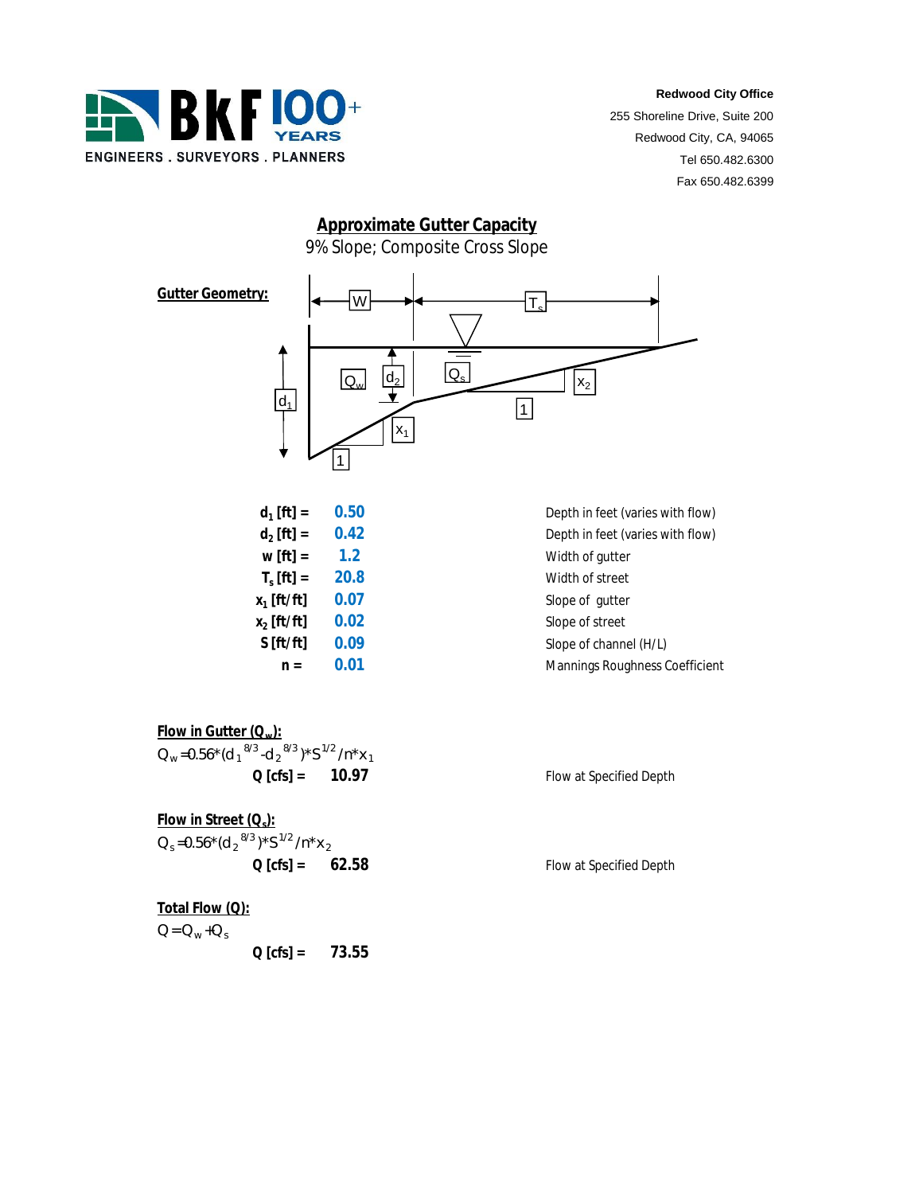**BKF 100+ YEARS**
ENGINEERS . SURVEYORS . PLANNERS

**Redwood City Office**
255 Shoreline Drive, Suite 200
Redwood City, CA, 94065
Tel 650.482.6300
Fax 650.482.6399

# Approximate Gutter Capacity

9% Slope; Composite Cross Slope

**Gutter Geometry:**

W, $T_s$, $Q_w$, $d_2$, $Q_s$, $x_2$, 1, $d_1$, $x_1$, 1

| | | |
|---|---|---|
| $d_1$ [ft] = | 0.50 | Depth in feet (varies with flow) |
| $d_2$ [ft] = | 0.42 | Depth in feet (varies with flow) |
| w [ft] = | 1.2 | Width of gutter |
| $T_s$ [ft] = | 20.8 | Width of street |
| $x_1$ [ft/ft] | 0.07 | Slope of gutter |
| $x_2$ [ft/ft] | 0.02 | Slope of street |
| S [ft/ft] | 0.09 | Slope of channel (H/L) |
| n = | 0.01 | Mannings Roughness Coefficient |

**Flow in Gutter ($Q_w$):**

$Q_w = 0.56*(d_1^{8/3} - d_2^{8/3})*S^{1/2}/n*x_1$

**Q [cfs] =** **10.97** — Flow at Specified Depth

**Flow in Street ($Q_s$):**

$Q_s = 0.56*(d_2^{8/3})*S^{1/2}/n*x_2$

**Q [cfs] =** **62.58** — Flow at Specified Depth

**Total Flow (Q):**

$Q = Q_w + Q_s$

**Q [cfs] =** **73.55**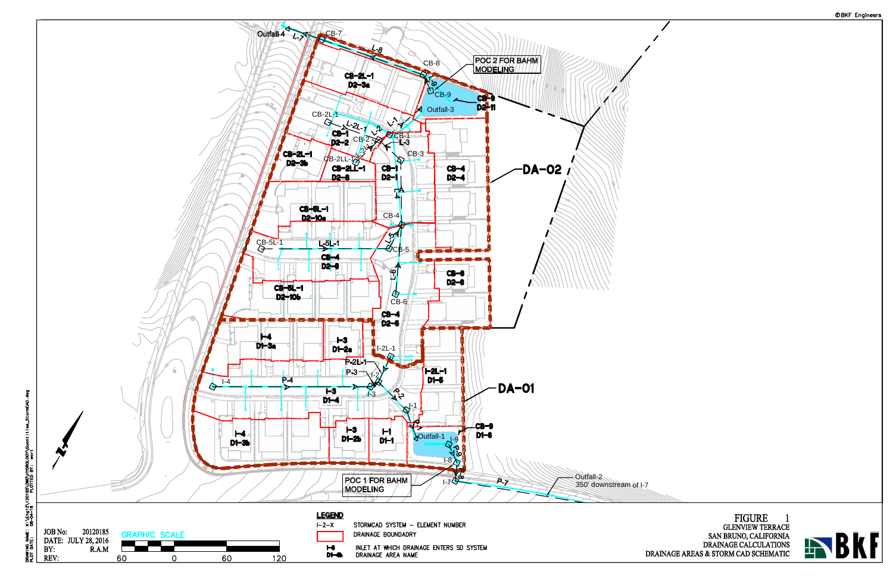©BKF Engineers

Outfall-4

L-7

CB-7

L-8

CB-8

POC 2 FOR BAHM MODELING

CB-2L-1
D2-3a

L-9

CB-9

CB-9
D2-11

Outfall-3

CB-2L-1

L-2L-1

L-1

L-2

CB-1
D2-2

CB-2

CB-1

L-3

CB-2L-1
D2-3b

CB-2LL-1

CB-2LL-1
D2-8

CB-1
D2-1

CB-3

CB-4
D2-4

DA-02

L-4

CB-5L-1
D2-10a

CB-4

CB-5L-1

L-5L-1

L-5

CB-5

CB-4
D2-9

L-6

CB-6
D2-6

CB-5L-1
D2-10b

CB-6

CB-4
D2-5

I-4
D1-3a

I-3
D1-2a

I-2L-1

P-2L-1

P-3

I-2

I-2L-1
D1-5

DA-01

I-4

P-4

I-3

I-3
D1-4

P-2

I-1

P-1

CB-9
D1-6

Outfall-1

I-9

I-4
D1-3b

I-3
D1-2b

I-1
D1-1

I-8

P-9

P-8

POC 1 FOR BAHM MODELING

I-7

P-7

Outfall-2
350' downstream of I-7

N

DRAWING NAME: I:\Eng12\120185\DWG\HYDROLOGY\Quantities_StormCAD.dwg
PLOT DATE: 08-03-16 PLOTTED BY: ward

JOB No: 20120185
DATE: JULY 28, 2016
BY: R.A.M
REV:

GRAPHIC SCALE

60 0 60 120

**LEGEND**

| | |
|---|---|
| I-2-X | STORMCAD SYSTEM – ELEMENT NUMBER |
| (red box) | DRAINAGE BOUNDARY |
| I-6 | INLET AT WHICH DRAINAGE ENTERS SD SYSTEM |
| D1-4b | DRAINAGE AREA NAME |

FIGURE 1
GLENVIEW TERRACE
SAN BRUNO, CALIFORNIA
DRAINAGE CALCULATIONS
DRAINAGE AREAS & STORM CAD SCHEMATIC

BKF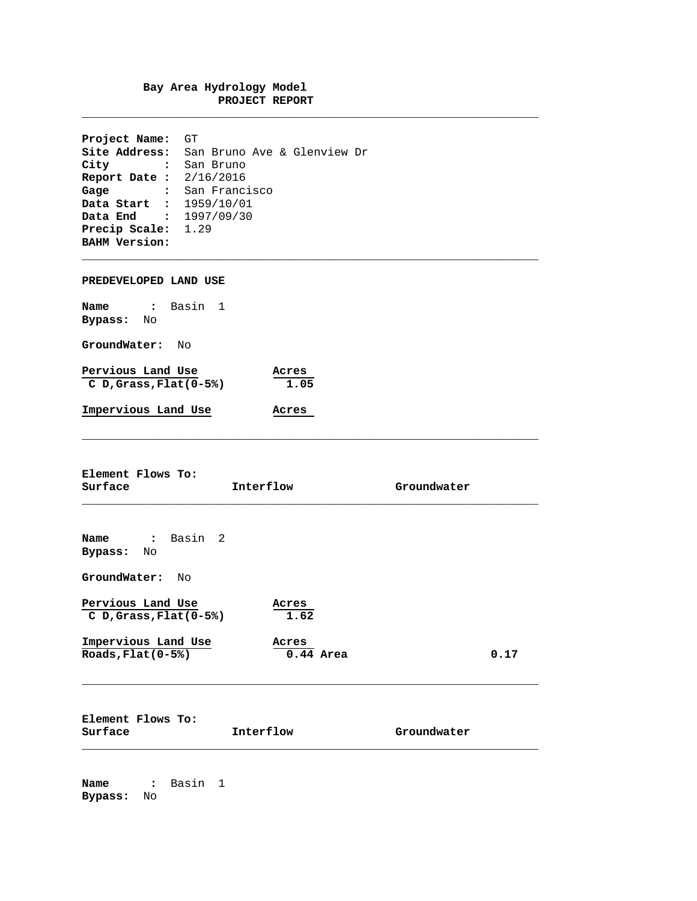# Bay Area Hydrology Model
## PROJECT REPORT

---

**Project Name:** GT
**Site Address:** San Bruno Ave & Glenview Dr
**City :** San Bruno
**Report Date :** 2/16/2016
**Gage :** San Francisco
**Data Start :** 1959/10/01
**Data End :** 1997/09/30
**Precip Scale:** 1.29
**BAHM Version:**

---

**PREDEVELOPED LAND USE**

**Name :** Basin 1
**Bypass:** No

**GroundWater:** No

| Pervious Land Use | Acres |
|---|---|
| C D,Grass,Flat(0-5%) | 1.05 |

| Impervious Land Use | Acres |
|---|---|

---

**Element Flows To:**

| Surface | Interflow | Groundwater |
|---|---|---|

---

**Name :** Basin 2
**Bypass:** No

**GroundWater:** No

| Pervious Land Use | Acres |
|---|---|
| C D,Grass,Flat(0-5%) | 1.62 |

| Impervious Land Use | Acres | | |
|---|---|---|---|
| Roads,Flat(0-5%) | 0.44 | Area | 0.17 |

---

**Element Flows To:**

| Surface | Interflow | Groundwater |
|---|---|---|

---

**Name :** Basin 1
**Bypass:** No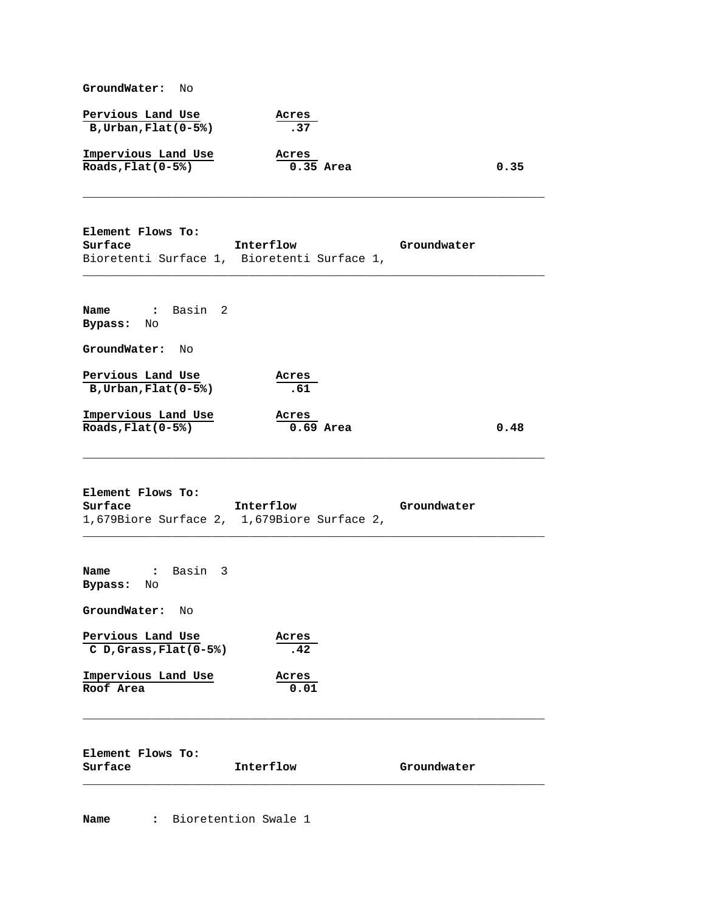**GroundWater:** No

| Pervious Land Use | Acres | | |
|---|---|---|---|
| B,Urban,Flat(0-5%) | .37 | | |

| Impervious Land Use | Acres | | |
|---|---|---|---|
| Roads,Flat(0-5%) | 0.35 | Area | 0.35 |

---

**Element Flows To:**

| Surface | Interflow | Groundwater |
|---|---|---|
| Bioretenti Surface 1, | Bioretenti Surface 1, | |

---

**Name** : Basin 2
**Bypass:** No

**GroundWater:** No

| Pervious Land Use | Acres | | |
|---|---|---|---|
| B,Urban,Flat(0-5%) | .61 | | |

| Impervious Land Use | Acres | | |
|---|---|---|---|
| Roads,Flat(0-5%) | 0.69 | Area | 0.48 |

---

**Element Flows To:**

| Surface | Interflow | Groundwater |
|---|---|---|
| 1,679Biore Surface 2, | 1,679Biore Surface 2, | |

---

**Name** : Basin 3
**Bypass:** No

**GroundWater:** No

| Pervious Land Use | Acres |
|---|---|
| C D,Grass,Flat(0-5%) | .42 |

| Impervious Land Use | Acres |
|---|---|
| Roof Area | 0.01 |

---

**Element Flows To:**

| Surface | Interflow | Groundwater |
|---|---|---|

---

**Name** : Bioretention Swale 1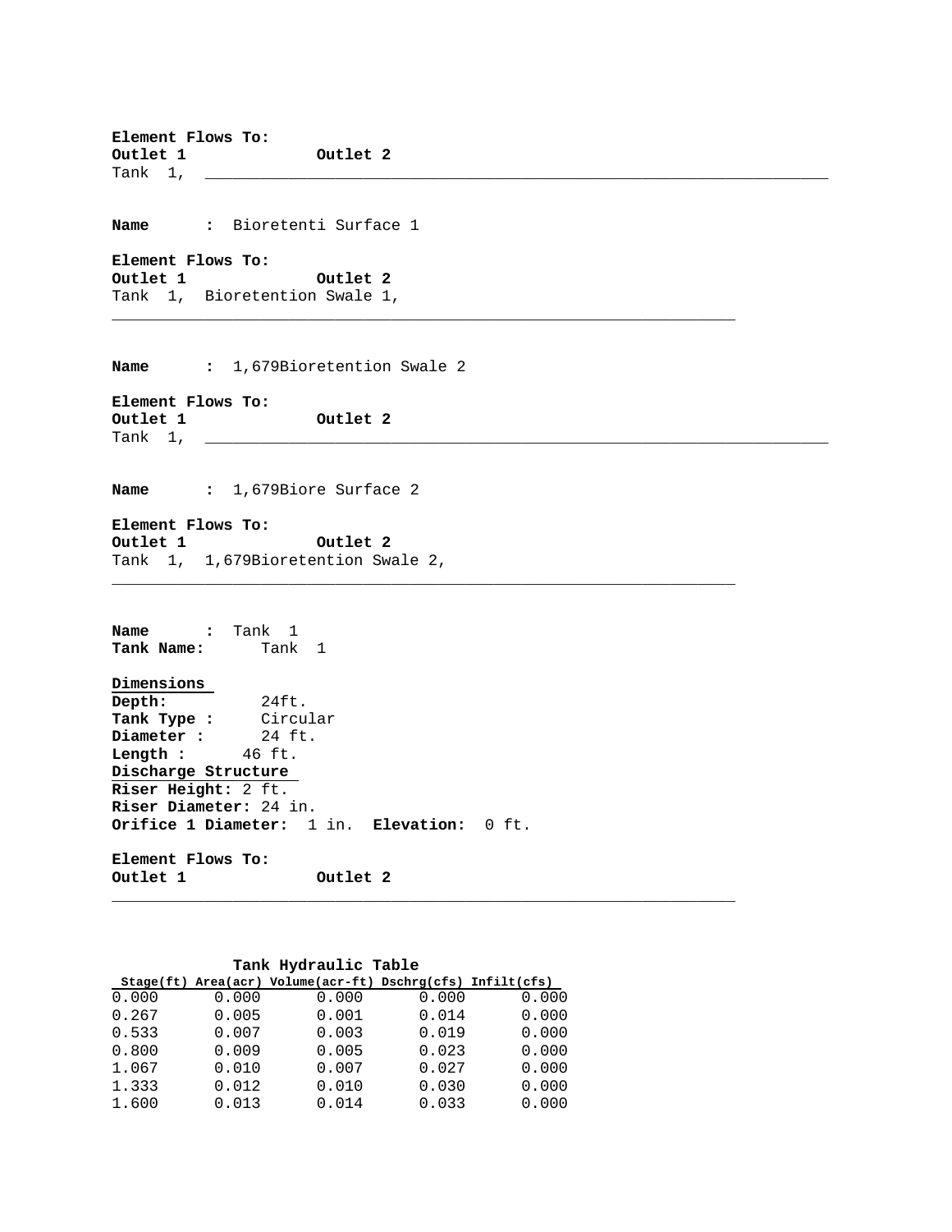**Element Flows To:**
**Outlet 1** **Outlet 2**
Tank 1,

---

**Name** : Bioretenti Surface 1

**Element Flows To:**
**Outlet 1** **Outlet 2**
Tank 1, Bioretention Swale 1,

---

**Name** : 1,679Bioretention Swale 2

**Element Flows To:**
**Outlet 1** **Outlet 2**
Tank 1,

---

**Name** : 1,679Biore Surface 2

**Element Flows To:**
**Outlet 1** **Outlet 2**
Tank 1, 1,679Bioretention Swale 2,

---

**Name** : Tank 1
**Tank Name:** Tank 1

**Dimensions**
**Depth:** 24ft.
**Tank Type :** Circular
**Diameter :** 24 ft.
**Length :** 46 ft.
**Discharge Structure**
**Riser Height:** 2 ft.
**Riser Diameter:** 24 in.
**Orifice 1 Diameter:** 1 in. **Elevation:** 0 ft.

**Element Flows To:**
**Outlet 1** **Outlet 2**

---

**Tank Hydraulic Table**

| Stage(ft) | Area(acr) | Volume(acr-ft) | Dschrg(cfs) | Infilt(cfs) |
|---|---|---|---|---|
| 0.000 | 0.000 | 0.000 | 0.000 | 0.000 |
| 0.267 | 0.005 | 0.001 | 0.014 | 0.000 |
| 0.533 | 0.007 | 0.003 | 0.019 | 0.000 |
| 0.800 | 0.009 | 0.005 | 0.023 | 0.000 |
| 1.067 | 0.010 | 0.007 | 0.027 | 0.000 |
| 1.333 | 0.012 | 0.010 | 0.030 | 0.000 |
| 1.600 | 0.013 | 0.014 | 0.033 | 0.000 |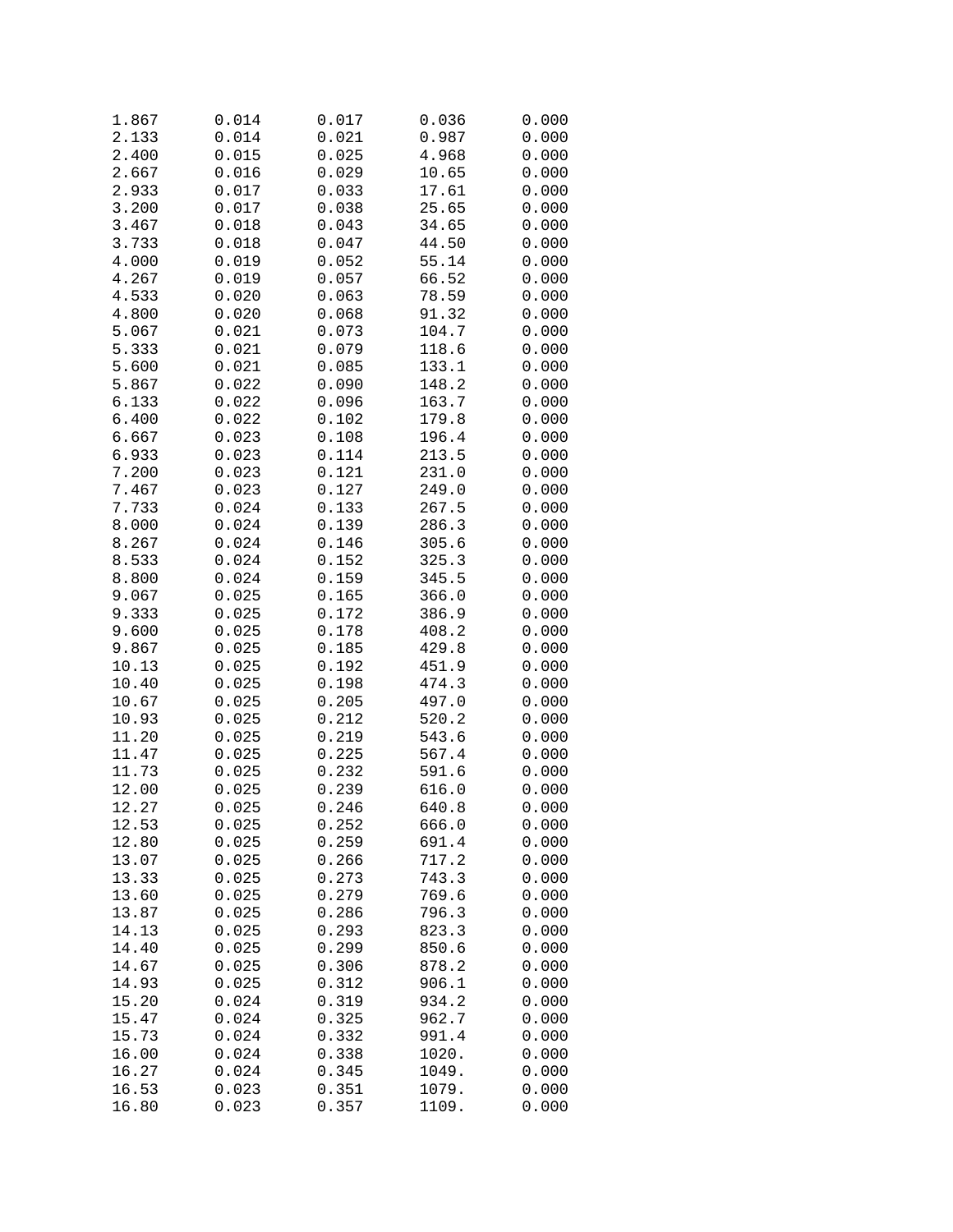| | | | | |
|---|---|---|---|---|
| 1.867 | 0.014 | 0.017 | 0.036 | 0.000 |
| 2.133 | 0.014 | 0.021 | 0.987 | 0.000 |
| 2.400 | 0.015 | 0.025 | 4.968 | 0.000 |
| 2.667 | 0.016 | 0.029 | 10.65 | 0.000 |
| 2.933 | 0.017 | 0.033 | 17.61 | 0.000 |
| 3.200 | 0.017 | 0.038 | 25.65 | 0.000 |
| 3.467 | 0.018 | 0.043 | 34.65 | 0.000 |
| 3.733 | 0.018 | 0.047 | 44.50 | 0.000 |
| 4.000 | 0.019 | 0.052 | 55.14 | 0.000 |
| 4.267 | 0.019 | 0.057 | 66.52 | 0.000 |
| 4.533 | 0.020 | 0.063 | 78.59 | 0.000 |
| 4.800 | 0.020 | 0.068 | 91.32 | 0.000 |
| 5.067 | 0.021 | 0.073 | 104.7 | 0.000 |
| 5.333 | 0.021 | 0.079 | 118.6 | 0.000 |
| 5.600 | 0.021 | 0.085 | 133.1 | 0.000 |
| 5.867 | 0.022 | 0.090 | 148.2 | 0.000 |
| 6.133 | 0.022 | 0.096 | 163.7 | 0.000 |
| 6.400 | 0.022 | 0.102 | 179.8 | 0.000 |
| 6.667 | 0.023 | 0.108 | 196.4 | 0.000 |
| 6.933 | 0.023 | 0.114 | 213.5 | 0.000 |
| 7.200 | 0.023 | 0.121 | 231.0 | 0.000 |
| 7.467 | 0.023 | 0.127 | 249.0 | 0.000 |
| 7.733 | 0.024 | 0.133 | 267.5 | 0.000 |
| 8.000 | 0.024 | 0.139 | 286.3 | 0.000 |
| 8.267 | 0.024 | 0.146 | 305.6 | 0.000 |
| 8.533 | 0.024 | 0.152 | 325.3 | 0.000 |
| 8.800 | 0.024 | 0.159 | 345.5 | 0.000 |
| 9.067 | 0.025 | 0.165 | 366.0 | 0.000 |
| 9.333 | 0.025 | 0.172 | 386.9 | 0.000 |
| 9.600 | 0.025 | 0.178 | 408.2 | 0.000 |
| 9.867 | 0.025 | 0.185 | 429.8 | 0.000 |
| 10.13 | 0.025 | 0.192 | 451.9 | 0.000 |
| 10.40 | 0.025 | 0.198 | 474.3 | 0.000 |
| 10.67 | 0.025 | 0.205 | 497.0 | 0.000 |
| 10.93 | 0.025 | 0.212 | 520.2 | 0.000 |
| 11.20 | 0.025 | 0.219 | 543.6 | 0.000 |
| 11.47 | 0.025 | 0.225 | 567.4 | 0.000 |
| 11.73 | 0.025 | 0.232 | 591.6 | 0.000 |
| 12.00 | 0.025 | 0.239 | 616.0 | 0.000 |
| 12.27 | 0.025 | 0.246 | 640.8 | 0.000 |
| 12.53 | 0.025 | 0.252 | 666.0 | 0.000 |
| 12.80 | 0.025 | 0.259 | 691.4 | 0.000 |
| 13.07 | 0.025 | 0.266 | 717.2 | 0.000 |
| 13.33 | 0.025 | 0.273 | 743.3 | 0.000 |
| 13.60 | 0.025 | 0.279 | 769.6 | 0.000 |
| 13.87 | 0.025 | 0.286 | 796.3 | 0.000 |
| 14.13 | 0.025 | 0.293 | 823.3 | 0.000 |
| 14.40 | 0.025 | 0.299 | 850.6 | 0.000 |
| 14.67 | 0.025 | 0.306 | 878.2 | 0.000 |
| 14.93 | 0.025 | 0.312 | 906.1 | 0.000 |
| 15.20 | 0.024 | 0.319 | 934.2 | 0.000 |
| 15.47 | 0.024 | 0.325 | 962.7 | 0.000 |
| 15.73 | 0.024 | 0.332 | 991.4 | 0.000 |
| 16.00 | 0.024 | 0.338 | 1020. | 0.000 |
| 16.27 | 0.024 | 0.345 | 1049. | 0.000 |
| 16.53 | 0.023 | 0.351 | 1079. | 0.000 |
| 16.80 | 0.023 | 0.357 | 1109. | 0.000 |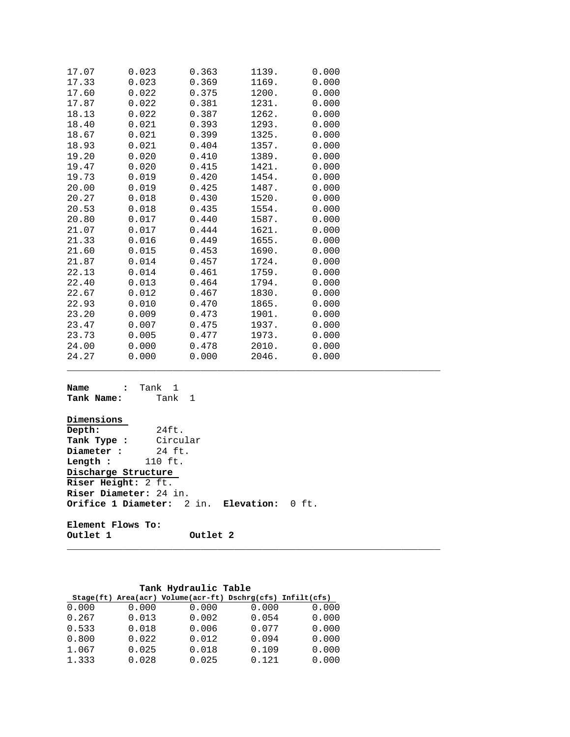| | | | | |
|---|---|---|---|---|
| 17.07 | 0.023 | 0.363 | 1139. | 0.000 |
| 17.33 | 0.023 | 0.369 | 1169. | 0.000 |
| 17.60 | 0.022 | 0.375 | 1200. | 0.000 |
| 17.87 | 0.022 | 0.381 | 1231. | 0.000 |
| 18.13 | 0.022 | 0.387 | 1262. | 0.000 |
| 18.40 | 0.021 | 0.393 | 1293. | 0.000 |
| 18.67 | 0.021 | 0.399 | 1325. | 0.000 |
| 18.93 | 0.021 | 0.404 | 1357. | 0.000 |
| 19.20 | 0.020 | 0.410 | 1389. | 0.000 |
| 19.47 | 0.020 | 0.415 | 1421. | 0.000 |
| 19.73 | 0.019 | 0.420 | 1454. | 0.000 |
| 20.00 | 0.019 | 0.425 | 1487. | 0.000 |
| 20.27 | 0.018 | 0.430 | 1520. | 0.000 |
| 20.53 | 0.018 | 0.435 | 1554. | 0.000 |
| 20.80 | 0.017 | 0.440 | 1587. | 0.000 |
| 21.07 | 0.017 | 0.444 | 1621. | 0.000 |
| 21.33 | 0.016 | 0.449 | 1655. | 0.000 |
| 21.60 | 0.015 | 0.453 | 1690. | 0.000 |
| 21.87 | 0.014 | 0.457 | 1724. | 0.000 |
| 22.13 | 0.014 | 0.461 | 1759. | 0.000 |
| 22.40 | 0.013 | 0.464 | 1794. | 0.000 |
| 22.67 | 0.012 | 0.467 | 1830. | 0.000 |
| 22.93 | 0.010 | 0.470 | 1865. | 0.000 |
| 23.20 | 0.009 | 0.473 | 1901. | 0.000 |
| 23.47 | 0.007 | 0.475 | 1937. | 0.000 |
| 23.73 | 0.005 | 0.477 | 1973. | 0.000 |
| 24.00 | 0.000 | 0.478 | 2010. | 0.000 |
| 24.27 | 0.000 | 0.000 | 2046. | 0.000 |

**Name :** Tank 1
**Tank Name:** Tank 1

**Dimensions**
**Depth:** 24ft.
**Tank Type :** Circular
**Diameter :** 24 ft.
**Length :** 110 ft.
**Discharge Structure**
**Riser Height:** 2 ft.
**Riser Diameter:** 24 in.
**Orifice 1 Diameter:** 2 in. **Elevation:** 0 ft.

**Element Flows To:**
**Outlet 1** **Outlet 2**

**Tank Hydraulic Table**

| Stage(ft) | Area(acr) | Volume(acr-ft) | Dschrg(cfs) | Infilt(cfs) |
|---|---|---|---|---|
| 0.000 | 0.000 | 0.000 | 0.000 | 0.000 |
| 0.267 | 0.013 | 0.002 | 0.054 | 0.000 |
| 0.533 | 0.018 | 0.006 | 0.077 | 0.000 |
| 0.800 | 0.022 | 0.012 | 0.094 | 0.000 |
| 1.067 | 0.025 | 0.018 | 0.109 | 0.000 |
| 1.333 | 0.028 | 0.025 | 0.121 | 0.000 |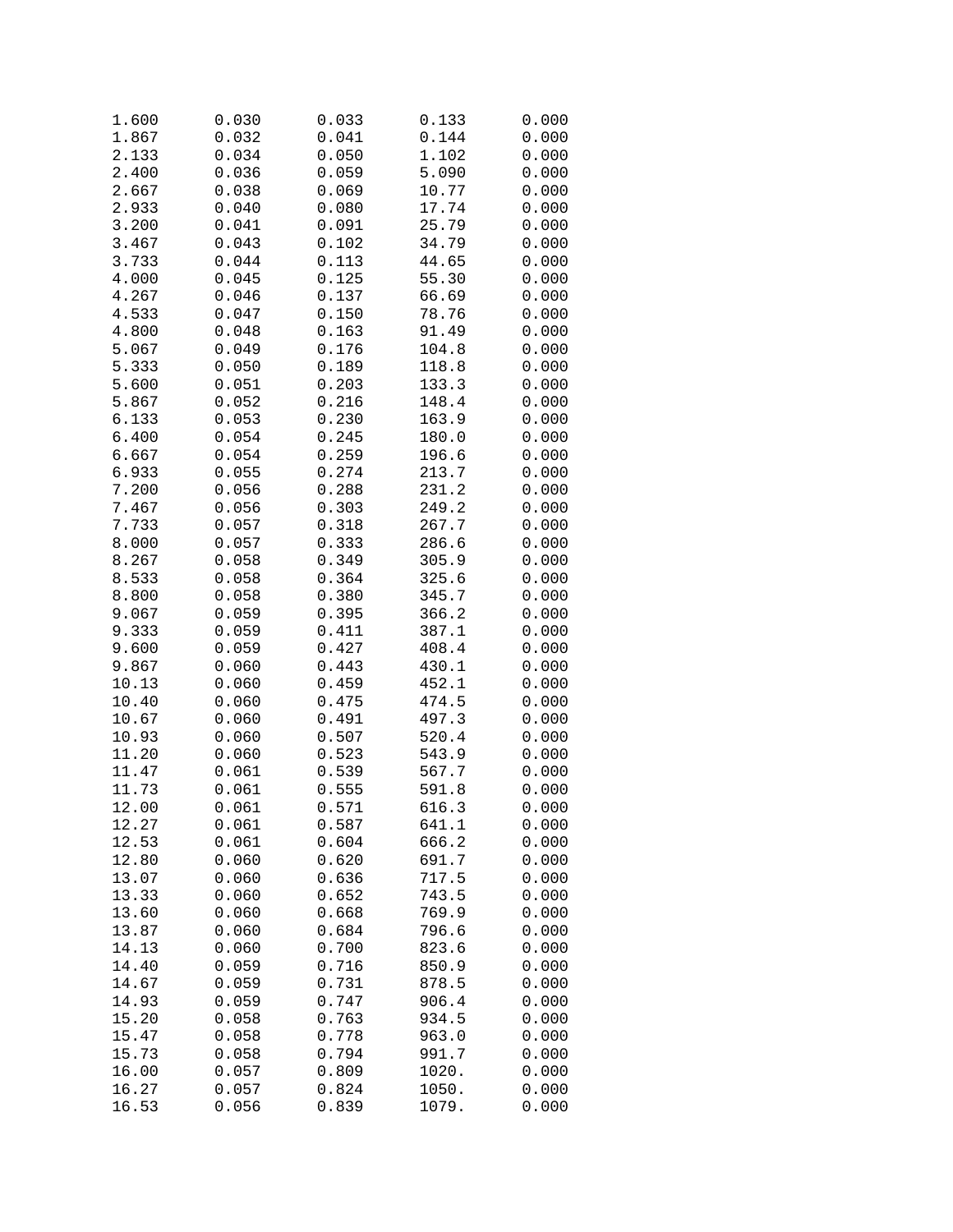| | | | | |
|---|---|---|---|---|
| 1.600 | 0.030 | 0.033 | 0.133 | 0.000 |
| 1.867 | 0.032 | 0.041 | 0.144 | 0.000 |
| 2.133 | 0.034 | 0.050 | 1.102 | 0.000 |
| 2.400 | 0.036 | 0.059 | 5.090 | 0.000 |
| 2.667 | 0.038 | 0.069 | 10.77 | 0.000 |
| 2.933 | 0.040 | 0.080 | 17.74 | 0.000 |
| 3.200 | 0.041 | 0.091 | 25.79 | 0.000 |
| 3.467 | 0.043 | 0.102 | 34.79 | 0.000 |
| 3.733 | 0.044 | 0.113 | 44.65 | 0.000 |
| 4.000 | 0.045 | 0.125 | 55.30 | 0.000 |
| 4.267 | 0.046 | 0.137 | 66.69 | 0.000 |
| 4.533 | 0.047 | 0.150 | 78.76 | 0.000 |
| 4.800 | 0.048 | 0.163 | 91.49 | 0.000 |
| 5.067 | 0.049 | 0.176 | 104.8 | 0.000 |
| 5.333 | 0.050 | 0.189 | 118.8 | 0.000 |
| 5.600 | 0.051 | 0.203 | 133.3 | 0.000 |
| 5.867 | 0.052 | 0.216 | 148.4 | 0.000 |
| 6.133 | 0.053 | 0.230 | 163.9 | 0.000 |
| 6.400 | 0.054 | 0.245 | 180.0 | 0.000 |
| 6.667 | 0.054 | 0.259 | 196.6 | 0.000 |
| 6.933 | 0.055 | 0.274 | 213.7 | 0.000 |
| 7.200 | 0.056 | 0.288 | 231.2 | 0.000 |
| 7.467 | 0.056 | 0.303 | 249.2 | 0.000 |
| 7.733 | 0.057 | 0.318 | 267.7 | 0.000 |
| 8.000 | 0.057 | 0.333 | 286.6 | 0.000 |
| 8.267 | 0.058 | 0.349 | 305.9 | 0.000 |
| 8.533 | 0.058 | 0.364 | 325.6 | 0.000 |
| 8.800 | 0.058 | 0.380 | 345.7 | 0.000 |
| 9.067 | 0.059 | 0.395 | 366.2 | 0.000 |
| 9.333 | 0.059 | 0.411 | 387.1 | 0.000 |
| 9.600 | 0.059 | 0.427 | 408.4 | 0.000 |
| 9.867 | 0.060 | 0.443 | 430.1 | 0.000 |
| 10.13 | 0.060 | 0.459 | 452.1 | 0.000 |
| 10.40 | 0.060 | 0.475 | 474.5 | 0.000 |
| 10.67 | 0.060 | 0.491 | 497.3 | 0.000 |
| 10.93 | 0.060 | 0.507 | 520.4 | 0.000 |
| 11.20 | 0.060 | 0.523 | 543.9 | 0.000 |
| 11.47 | 0.061 | 0.539 | 567.7 | 0.000 |
| 11.73 | 0.061 | 0.555 | 591.8 | 0.000 |
| 12.00 | 0.061 | 0.571 | 616.3 | 0.000 |
| 12.27 | 0.061 | 0.587 | 641.1 | 0.000 |
| 12.53 | 0.061 | 0.604 | 666.2 | 0.000 |
| 12.80 | 0.060 | 0.620 | 691.7 | 0.000 |
| 13.07 | 0.060 | 0.636 | 717.5 | 0.000 |
| 13.33 | 0.060 | 0.652 | 743.5 | 0.000 |
| 13.60 | 0.060 | 0.668 | 769.9 | 0.000 |
| 13.87 | 0.060 | 0.684 | 796.6 | 0.000 |
| 14.13 | 0.060 | 0.700 | 823.6 | 0.000 |
| 14.40 | 0.059 | 0.716 | 850.9 | 0.000 |
| 14.67 | 0.059 | 0.731 | 878.5 | 0.000 |
| 14.93 | 0.059 | 0.747 | 906.4 | 0.000 |
| 15.20 | 0.058 | 0.763 | 934.5 | 0.000 |
| 15.47 | 0.058 | 0.778 | 963.0 | 0.000 |
| 15.73 | 0.058 | 0.794 | 991.7 | 0.000 |
| 16.00 | 0.057 | 0.809 | 1020. | 0.000 |
| 16.27 | 0.057 | 0.824 | 1050. | 0.000 |
| 16.53 | 0.056 | 0.839 | 1079. | 0.000 |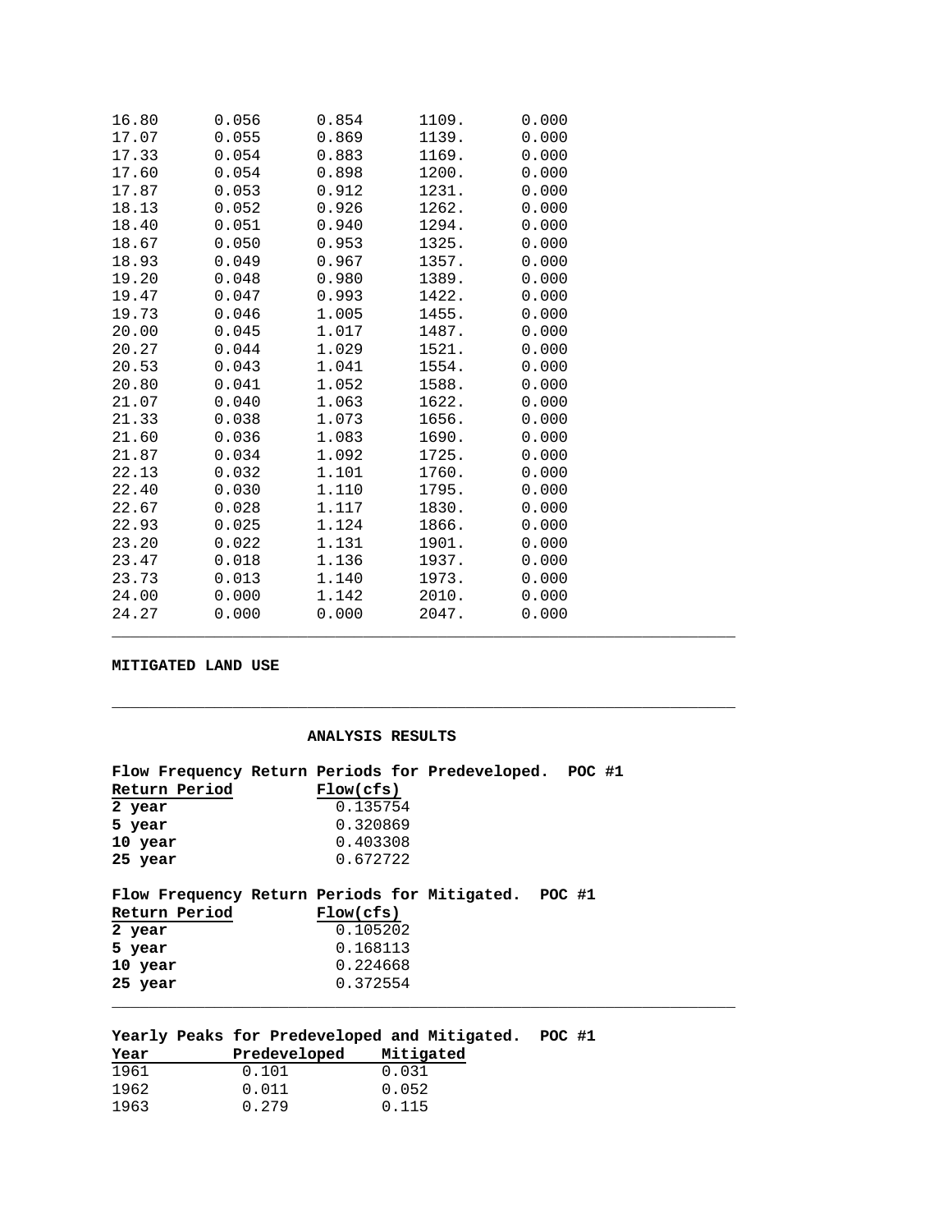| | | | | |
|---|---|---|---|---|
| 16.80 | 0.056 | 0.854 | 1109. | 0.000 |
| 17.07 | 0.055 | 0.869 | 1139. | 0.000 |
| 17.33 | 0.054 | 0.883 | 1169. | 0.000 |
| 17.60 | 0.054 | 0.898 | 1200. | 0.000 |
| 17.87 | 0.053 | 0.912 | 1231. | 0.000 |
| 18.13 | 0.052 | 0.926 | 1262. | 0.000 |
| 18.40 | 0.051 | 0.940 | 1294. | 0.000 |
| 18.67 | 0.050 | 0.953 | 1325. | 0.000 |
| 18.93 | 0.049 | 0.967 | 1357. | 0.000 |
| 19.20 | 0.048 | 0.980 | 1389. | 0.000 |
| 19.47 | 0.047 | 0.993 | 1422. | 0.000 |
| 19.73 | 0.046 | 1.005 | 1455. | 0.000 |
| 20.00 | 0.045 | 1.017 | 1487. | 0.000 |
| 20.27 | 0.044 | 1.029 | 1521. | 0.000 |
| 20.53 | 0.043 | 1.041 | 1554. | 0.000 |
| 20.80 | 0.041 | 1.052 | 1588. | 0.000 |
| 21.07 | 0.040 | 1.063 | 1622. | 0.000 |
| 21.33 | 0.038 | 1.073 | 1656. | 0.000 |
| 21.60 | 0.036 | 1.083 | 1690. | 0.000 |
| 21.87 | 0.034 | 1.092 | 1725. | 0.000 |
| 22.13 | 0.032 | 1.101 | 1760. | 0.000 |
| 22.40 | 0.030 | 1.110 | 1795. | 0.000 |
| 22.67 | 0.028 | 1.117 | 1830. | 0.000 |
| 22.93 | 0.025 | 1.124 | 1866. | 0.000 |
| 23.20 | 0.022 | 1.131 | 1901. | 0.000 |
| 23.47 | 0.018 | 1.136 | 1937. | 0.000 |
| 23.73 | 0.013 | 1.140 | 1973. | 0.000 |
| 24.00 | 0.000 | 1.142 | 2010. | 0.000 |
| 24.27 | 0.000 | 0.000 | 2047. | 0.000 |

**MITIGATED LAND USE**

## ANALYSIS RESULTS

**Flow Frequency Return Periods for Predeveloped. POC #1**

| Return Period | Flow(cfs) |
|---|---|
| 2 year | 0.135754 |
| 5 year | 0.320869 |
| 10 year | 0.403308 |
| 25 year | 0.672722 |

**Flow Frequency Return Periods for Mitigated. POC #1**

| Return Period | Flow(cfs) |
|---|---|
| 2 year | 0.105202 |
| 5 year | 0.168113 |
| 10 year | 0.224668 |
| 25 year | 0.372554 |

**Yearly Peaks for Predeveloped and Mitigated. POC #1**

| Year | Predeveloped | Mitigated |
|---|---|---|
| 1961 | 0.101 | 0.031 |
| 1962 | 0.011 | 0.052 |
| 1963 | 0.279 | 0.115 |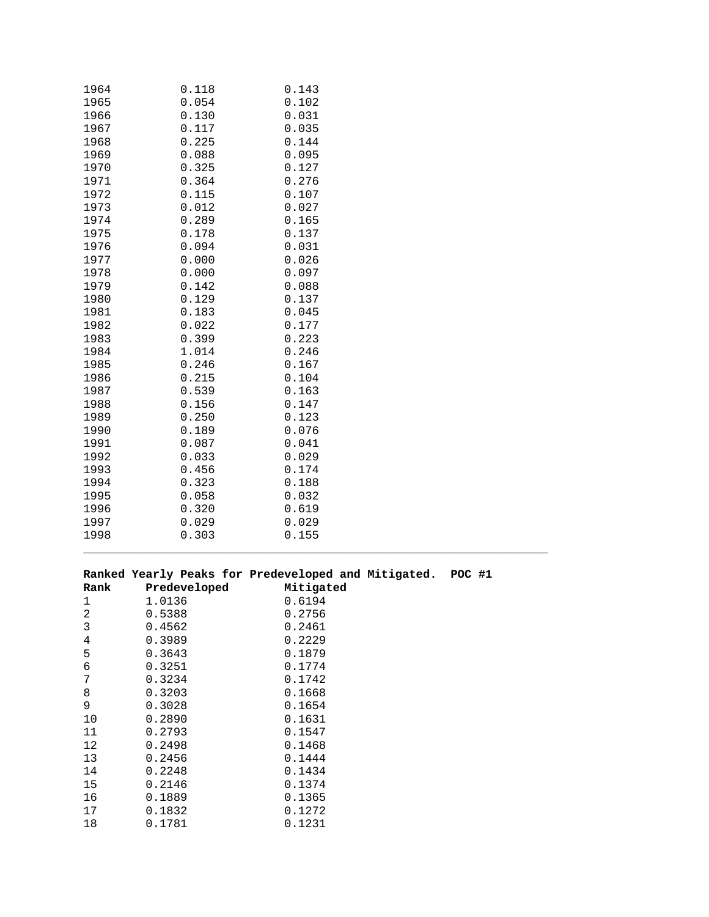| | | |
|---|---|---|
| 1964 | 0.118 | 0.143 |
| 1965 | 0.054 | 0.102 |
| 1966 | 0.130 | 0.031 |
| 1967 | 0.117 | 0.035 |
| 1968 | 0.225 | 0.144 |
| 1969 | 0.088 | 0.095 |
| 1970 | 0.325 | 0.127 |
| 1971 | 0.364 | 0.276 |
| 1972 | 0.115 | 0.107 |
| 1973 | 0.012 | 0.027 |
| 1974 | 0.289 | 0.165 |
| 1975 | 0.178 | 0.137 |
| 1976 | 0.094 | 0.031 |
| 1977 | 0.000 | 0.026 |
| 1978 | 0.000 | 0.097 |
| 1979 | 0.142 | 0.088 |
| 1980 | 0.129 | 0.137 |
| 1981 | 0.183 | 0.045 |
| 1982 | 0.022 | 0.177 |
| 1983 | 0.399 | 0.223 |
| 1984 | 1.014 | 0.246 |
| 1985 | 0.246 | 0.167 |
| 1986 | 0.215 | 0.104 |
| 1987 | 0.539 | 0.163 |
| 1988 | 0.156 | 0.147 |
| 1989 | 0.250 | 0.123 |
| 1990 | 0.189 | 0.076 |
| 1991 | 0.087 | 0.041 |
| 1992 | 0.033 | 0.029 |
| 1993 | 0.456 | 0.174 |
| 1994 | 0.323 | 0.188 |
| 1995 | 0.058 | 0.032 |
| 1996 | 0.320 | 0.619 |
| 1997 | 0.029 | 0.029 |
| 1998 | 0.303 | 0.155 |

---

**Ranked Yearly Peaks for Predeveloped and Mitigated. POC #1**

| Rank | Predeveloped | Mitigated |
|---|---|---|
| 1 | 1.0136 | 0.6194 |
| 2 | 0.5388 | 0.2756 |
| 3 | 0.4562 | 0.2461 |
| 4 | 0.3989 | 0.2229 |
| 5 | 0.3643 | 0.1879 |
| 6 | 0.3251 | 0.1774 |
| 7 | 0.3234 | 0.1742 |
| 8 | 0.3203 | 0.1668 |
| 9 | 0.3028 | 0.1654 |
| 10 | 0.2890 | 0.1631 |
| 11 | 0.2793 | 0.1547 |
| 12 | 0.2498 | 0.1468 |
| 13 | 0.2456 | 0.1444 |
| 14 | 0.2248 | 0.1434 |
| 15 | 0.2146 | 0.1374 |
| 16 | 0.1889 | 0.1365 |
| 17 | 0.1832 | 0.1272 |
| 18 | 0.1781 | 0.1231 |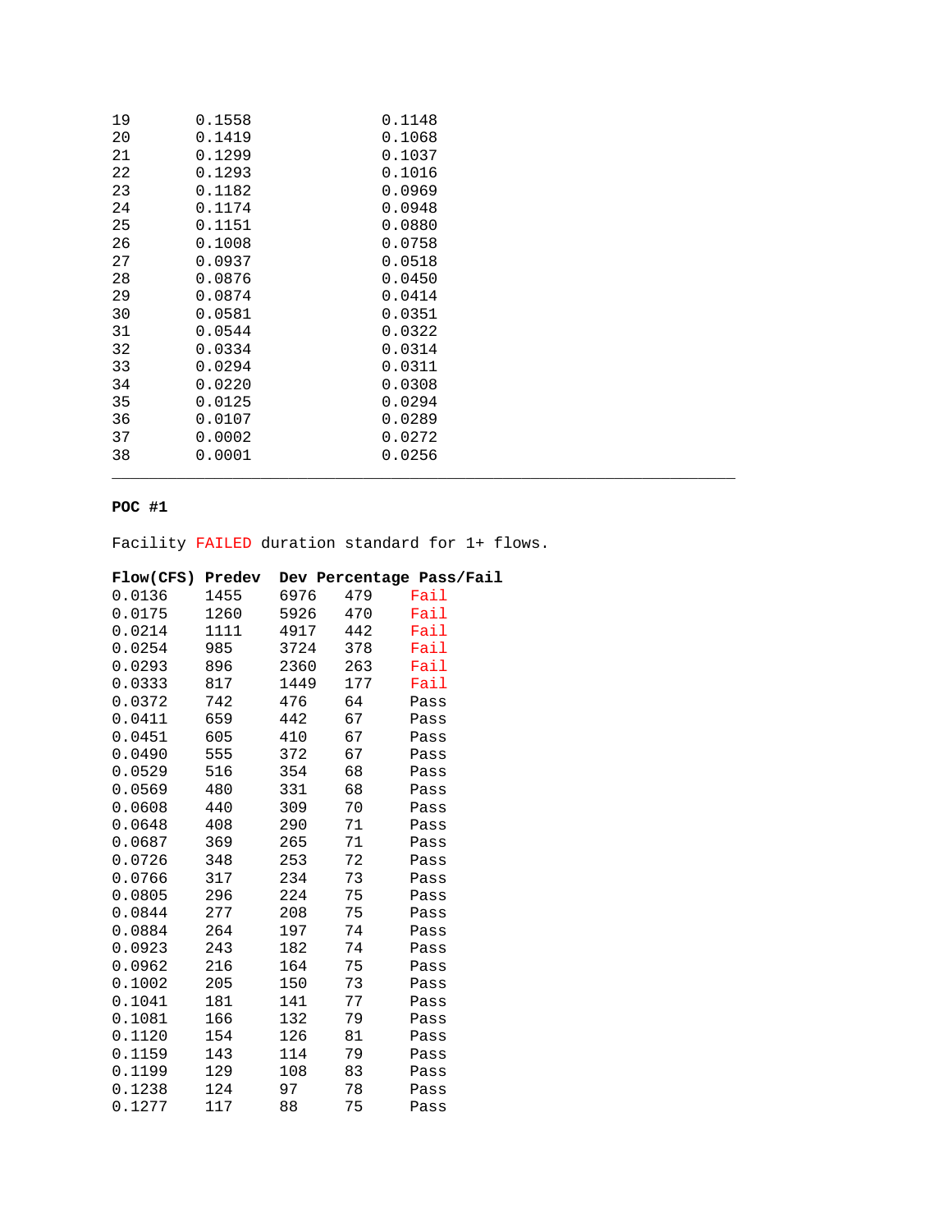| | | |
|---|---|---|
| 19 | 0.1558 | 0.1148 |
| 20 | 0.1419 | 0.1068 |
| 21 | 0.1299 | 0.1037 |
| 22 | 0.1293 | 0.1016 |
| 23 | 0.1182 | 0.0969 |
| 24 | 0.1174 | 0.0948 |
| 25 | 0.1151 | 0.0880 |
| 26 | 0.1008 | 0.0758 |
| 27 | 0.0937 | 0.0518 |
| 28 | 0.0876 | 0.0450 |
| 29 | 0.0874 | 0.0414 |
| 30 | 0.0581 | 0.0351 |
| 31 | 0.0544 | 0.0322 |
| 32 | 0.0334 | 0.0314 |
| 33 | 0.0294 | 0.0311 |
| 34 | 0.0220 | 0.0308 |
| 35 | 0.0125 | 0.0294 |
| 36 | 0.0107 | 0.0289 |
| 37 | 0.0002 | 0.0272 |
| 38 | 0.0001 | 0.0256 |

---

**POC #1**

Facility FAILED duration standard for 1+ flows.

| Flow(CFS) | Predev | Dev | Percentage | Pass/Fail |
|---|---|---|---|---|
| 0.0136 | 1455 | 6976 | 479 | Fail |
| 0.0175 | 1260 | 5926 | 470 | Fail |
| 0.0214 | 1111 | 4917 | 442 | Fail |
| 0.0254 | 985 | 3724 | 378 | Fail |
| 0.0293 | 896 | 2360 | 263 | Fail |
| 0.0333 | 817 | 1449 | 177 | Fail |
| 0.0372 | 742 | 476 | 64 | Pass |
| 0.0411 | 659 | 442 | 67 | Pass |
| 0.0451 | 605 | 410 | 67 | Pass |
| 0.0490 | 555 | 372 | 67 | Pass |
| 0.0529 | 516 | 354 | 68 | Pass |
| 0.0569 | 480 | 331 | 68 | Pass |
| 0.0608 | 440 | 309 | 70 | Pass |
| 0.0648 | 408 | 290 | 71 | Pass |
| 0.0687 | 369 | 265 | 71 | Pass |
| 0.0726 | 348 | 253 | 72 | Pass |
| 0.0766 | 317 | 234 | 73 | Pass |
| 0.0805 | 296 | 224 | 75 | Pass |
| 0.0844 | 277 | 208 | 75 | Pass |
| 0.0884 | 264 | 197 | 74 | Pass |
| 0.0923 | 243 | 182 | 74 | Pass |
| 0.0962 | 216 | 164 | 75 | Pass |
| 0.1002 | 205 | 150 | 73 | Pass |
| 0.1041 | 181 | 141 | 77 | Pass |
| 0.1081 | 166 | 132 | 79 | Pass |
| 0.1120 | 154 | 126 | 81 | Pass |
| 0.1159 | 143 | 114 | 79 | Pass |
| 0.1199 | 129 | 108 | 83 | Pass |
| 0.1238 | 124 | 97 | 78 | Pass |
| 0.1277 | 117 | 88 | 75 | Pass |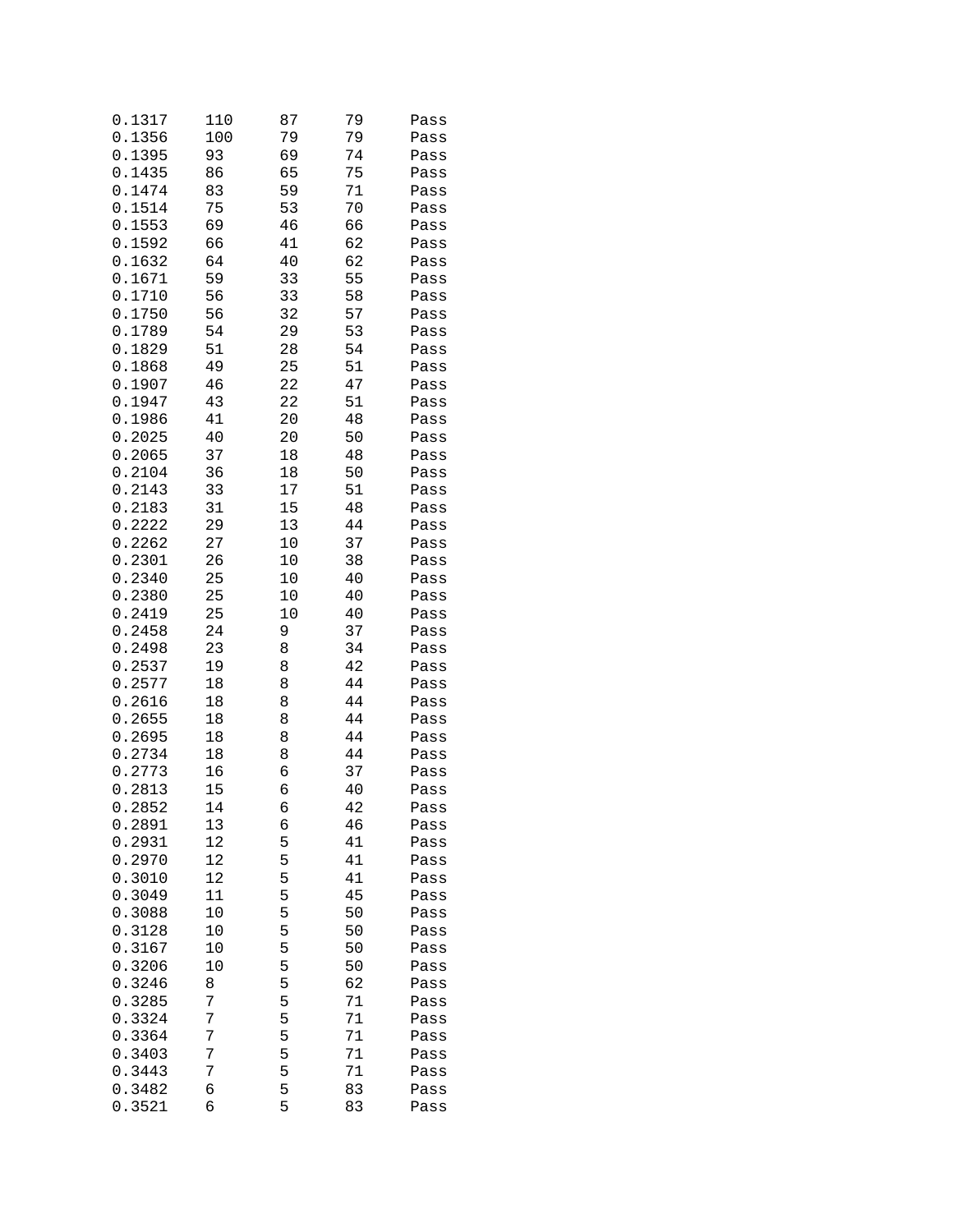| | | | | |
|---|---|---|---|---|
| 0.1317 | 110 | 87 | 79 | Pass |
| 0.1356 | 100 | 79 | 79 | Pass |
| 0.1395 | 93 | 69 | 74 | Pass |
| 0.1435 | 86 | 65 | 75 | Pass |
| 0.1474 | 83 | 59 | 71 | Pass |
| 0.1514 | 75 | 53 | 70 | Pass |
| 0.1553 | 69 | 46 | 66 | Pass |
| 0.1592 | 66 | 41 | 62 | Pass |
| 0.1632 | 64 | 40 | 62 | Pass |
| 0.1671 | 59 | 33 | 55 | Pass |
| 0.1710 | 56 | 33 | 58 | Pass |
| 0.1750 | 56 | 32 | 57 | Pass |
| 0.1789 | 54 | 29 | 53 | Pass |
| 0.1829 | 51 | 28 | 54 | Pass |
| 0.1868 | 49 | 25 | 51 | Pass |
| 0.1907 | 46 | 22 | 47 | Pass |
| 0.1947 | 43 | 22 | 51 | Pass |
| 0.1986 | 41 | 20 | 48 | Pass |
| 0.2025 | 40 | 20 | 50 | Pass |
| 0.2065 | 37 | 18 | 48 | Pass |
| 0.2104 | 36 | 18 | 50 | Pass |
| 0.2143 | 33 | 17 | 51 | Pass |
| 0.2183 | 31 | 15 | 48 | Pass |
| 0.2222 | 29 | 13 | 44 | Pass |
| 0.2262 | 27 | 10 | 37 | Pass |
| 0.2301 | 26 | 10 | 38 | Pass |
| 0.2340 | 25 | 10 | 40 | Pass |
| 0.2380 | 25 | 10 | 40 | Pass |
| 0.2419 | 25 | 10 | 40 | Pass |
| 0.2458 | 24 | 9 | 37 | Pass |
| 0.2498 | 23 | 8 | 34 | Pass |
| 0.2537 | 19 | 8 | 42 | Pass |
| 0.2577 | 18 | 8 | 44 | Pass |
| 0.2616 | 18 | 8 | 44 | Pass |
| 0.2655 | 18 | 8 | 44 | Pass |
| 0.2695 | 18 | 8 | 44 | Pass |
| 0.2734 | 18 | 8 | 44 | Pass |
| 0.2773 | 16 | 6 | 37 | Pass |
| 0.2813 | 15 | 6 | 40 | Pass |
| 0.2852 | 14 | 6 | 42 | Pass |
| 0.2891 | 13 | 6 | 46 | Pass |
| 0.2931 | 12 | 5 | 41 | Pass |
| 0.2970 | 12 | 5 | 41 | Pass |
| 0.3010 | 12 | 5 | 41 | Pass |
| 0.3049 | 11 | 5 | 45 | Pass |
| 0.3088 | 10 | 5 | 50 | Pass |
| 0.3128 | 10 | 5 | 50 | Pass |
| 0.3167 | 10 | 5 | 50 | Pass |
| 0.3206 | 10 | 5 | 50 | Pass |
| 0.3246 | 8 | 5 | 62 | Pass |
| 0.3285 | 7 | 5 | 71 | Pass |
| 0.3324 | 7 | 5 | 71 | Pass |
| 0.3364 | 7 | 5 | 71 | Pass |
| 0.3403 | 7 | 5 | 71 | Pass |
| 0.3443 | 7 | 5 | 71 | Pass |
| 0.3482 | 6 | 5 | 83 | Pass |
| 0.3521 | 6 | 5 | 83 | Pass |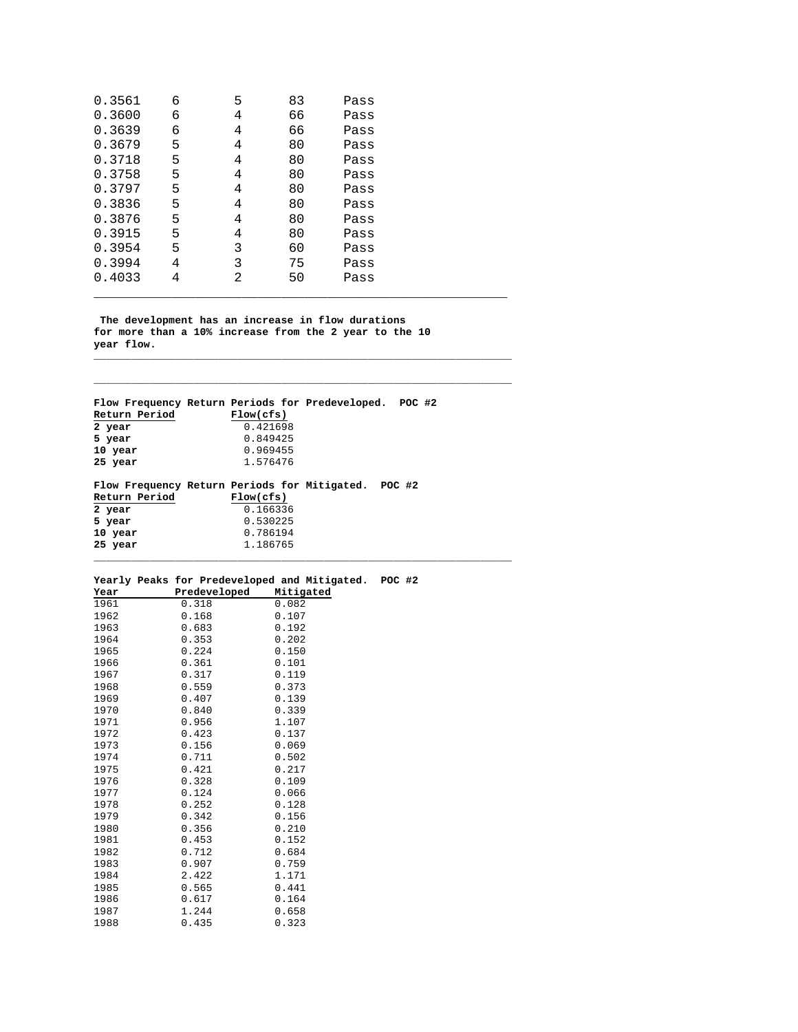| | | | | |
|---|---|---|---|---|
| 0.3561 | 6 | 5 | 83 | Pass |
| 0.3600 | 6 | 4 | 66 | Pass |
| 0.3639 | 6 | 4 | 66 | Pass |
| 0.3679 | 5 | 4 | 80 | Pass |
| 0.3718 | 5 | 4 | 80 | Pass |
| 0.3758 | 5 | 4 | 80 | Pass |
| 0.3797 | 5 | 4 | 80 | Pass |
| 0.3836 | 5 | 4 | 80 | Pass |
| 0.3876 | 5 | 4 | 80 | Pass |
| 0.3915 | 5 | 4 | 80 | Pass |
| 0.3954 | 5 | 3 | 60 | Pass |
| 0.3994 | 4 | 3 | 75 | Pass |
| 0.4033 | 4 | 2 | 50 | Pass |

**The development has an increase in flow durations for more than a 10% increase from the 2 year to the 10 year flow.**

**Flow Frequency Return Periods for Predeveloped. POC #2**

| Return Period | Flow(cfs) |
|---|---|
| **2 year** | 0.421698 |
| **5 year** | 0.849425 |
| **10 year** | 0.969455 |
| **25 year** | 1.576476 |

**Flow Frequency Return Periods for Mitigated. POC #2**

| Return Period | Flow(cfs) |
|---|---|
| **2 year** | 0.166336 |
| **5 year** | 0.530225 |
| **10 year** | 0.786194 |
| **25 year** | 1.186765 |

**Yearly Peaks for Predeveloped and Mitigated. POC #2**

| Year | Predeveloped | Mitigated |
|---|---|---|
| 1961 | 0.318 | 0.082 |
| 1962 | 0.168 | 0.107 |
| 1963 | 0.683 | 0.192 |
| 1964 | 0.353 | 0.202 |
| 1965 | 0.224 | 0.150 |
| 1966 | 0.361 | 0.101 |
| 1967 | 0.317 | 0.119 |
| 1968 | 0.559 | 0.373 |
| 1969 | 0.407 | 0.139 |
| 1970 | 0.840 | 0.339 |
| 1971 | 0.956 | 1.107 |
| 1972 | 0.423 | 0.137 |
| 1973 | 0.156 | 0.069 |
| 1974 | 0.711 | 0.502 |
| 1975 | 0.421 | 0.217 |
| 1976 | 0.328 | 0.109 |
| 1977 | 0.124 | 0.066 |
| 1978 | 0.252 | 0.128 |
| 1979 | 0.342 | 0.156 |
| 1980 | 0.356 | 0.210 |
| 1981 | 0.453 | 0.152 |
| 1982 | 0.712 | 0.684 |
| 1983 | 0.907 | 0.759 |
| 1984 | 2.422 | 1.171 |
| 1985 | 0.565 | 0.441 |
| 1986 | 0.617 | 0.164 |
| 1987 | 1.244 | 0.658 |
| 1988 | 0.435 | 0.323 |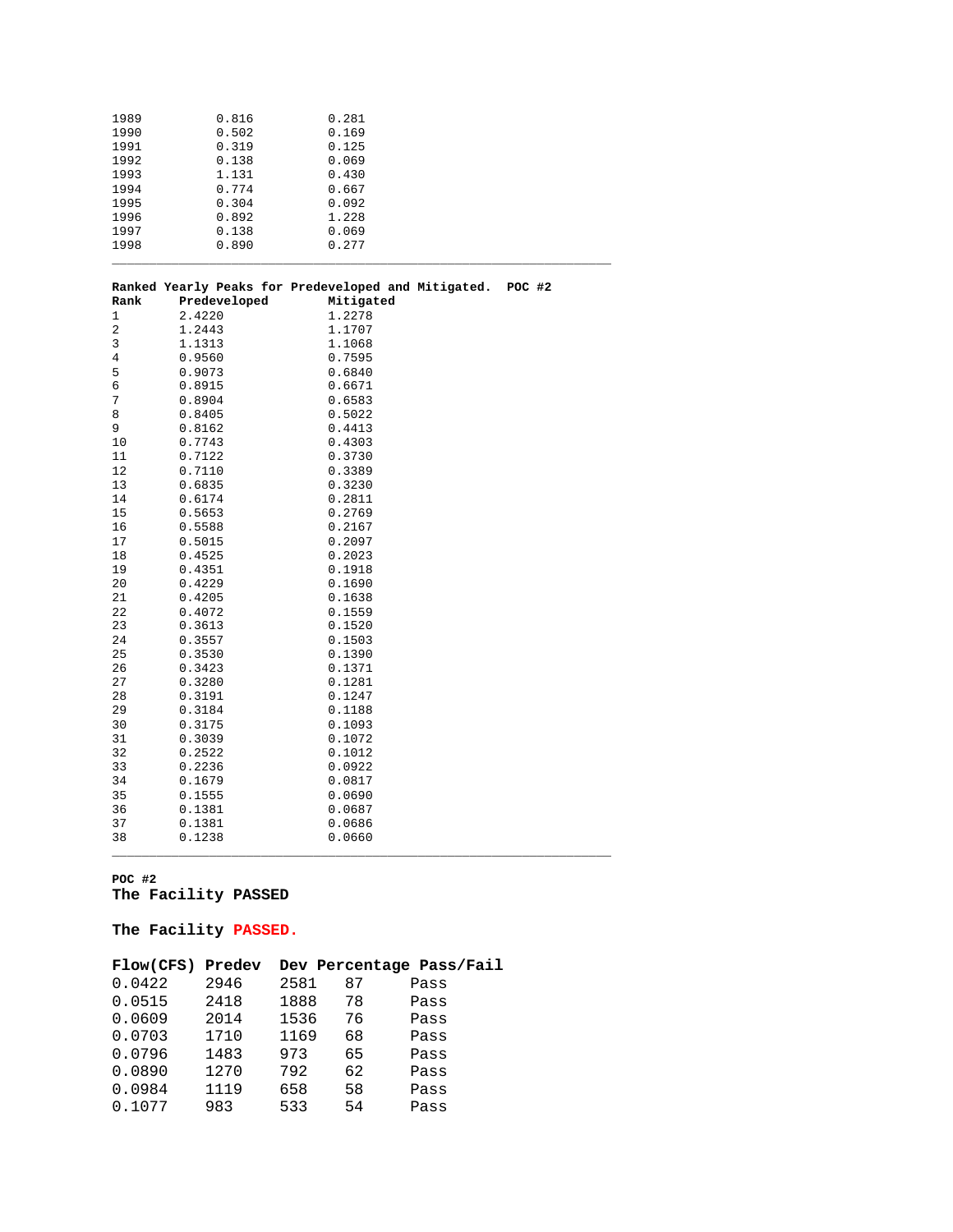| | | |
|---|---|---|
| 1989 | 0.816 | 0.281 |
| 1990 | 0.502 | 0.169 |
| 1991 | 0.319 | 0.125 |
| 1992 | 0.138 | 0.069 |
| 1993 | 1.131 | 0.430 |
| 1994 | 0.774 | 0.667 |
| 1995 | 0.304 | 0.092 |
| 1996 | 0.892 | 1.228 |
| 1997 | 0.138 | 0.069 |
| 1998 | 0.890 | 0.277 |

---

**Ranked Yearly Peaks for Predeveloped and Mitigated. POC #2**

| Rank | Predeveloped | Mitigated |
|---|---|---|
| 1 | 2.4220 | 1.2278 |
| 2 | 1.2443 | 1.1707 |
| 3 | 1.1313 | 1.1068 |
| 4 | 0.9560 | 0.7595 |
| 5 | 0.9073 | 0.6840 |
| 6 | 0.8915 | 0.6671 |
| 7 | 0.8904 | 0.6583 |
| 8 | 0.8405 | 0.5022 |
| 9 | 0.8162 | 0.4413 |
| 10 | 0.7743 | 0.4303 |
| 11 | 0.7122 | 0.3730 |
| 12 | 0.7110 | 0.3389 |
| 13 | 0.6835 | 0.3230 |
| 14 | 0.6174 | 0.2811 |
| 15 | 0.5653 | 0.2769 |
| 16 | 0.5588 | 0.2167 |
| 17 | 0.5015 | 0.2097 |
| 18 | 0.4525 | 0.2023 |
| 19 | 0.4351 | 0.1918 |
| 20 | 0.4229 | 0.1690 |
| 21 | 0.4205 | 0.1638 |
| 22 | 0.4072 | 0.1559 |
| 23 | 0.3613 | 0.1520 |
| 24 | 0.3557 | 0.1503 |
| 25 | 0.3530 | 0.1390 |
| 26 | 0.3423 | 0.1371 |
| 27 | 0.3280 | 0.1281 |
| 28 | 0.3191 | 0.1247 |
| 29 | 0.3184 | 0.1188 |
| 30 | 0.3175 | 0.1093 |
| 31 | 0.3039 | 0.1072 |
| 32 | 0.2522 | 0.1012 |
| 33 | 0.2236 | 0.0922 |
| 34 | 0.1679 | 0.0817 |
| 35 | 0.1555 | 0.0690 |
| 36 | 0.1381 | 0.0687 |
| 37 | 0.1381 | 0.0686 |
| 38 | 0.1238 | 0.0660 |

---

**POC #2**

**The Facility PASSED**

**The Facility PASSED.**

| Flow(CFS) | Predev | Dev | Percentage | Pass/Fail |
|---|---|---|---|---|
| 0.0422 | 2946 | 2581 | 87 | Pass |
| 0.0515 | 2418 | 1888 | 78 | Pass |
| 0.0609 | 2014 | 1536 | 76 | Pass |
| 0.0703 | 1710 | 1169 | 68 | Pass |
| 0.0796 | 1483 | 973 | 65 | Pass |
| 0.0890 | 1270 | 792 | 62 | Pass |
| 0.0984 | 1119 | 658 | 58 | Pass |
| 0.1077 | 983 | 533 | 54 | Pass |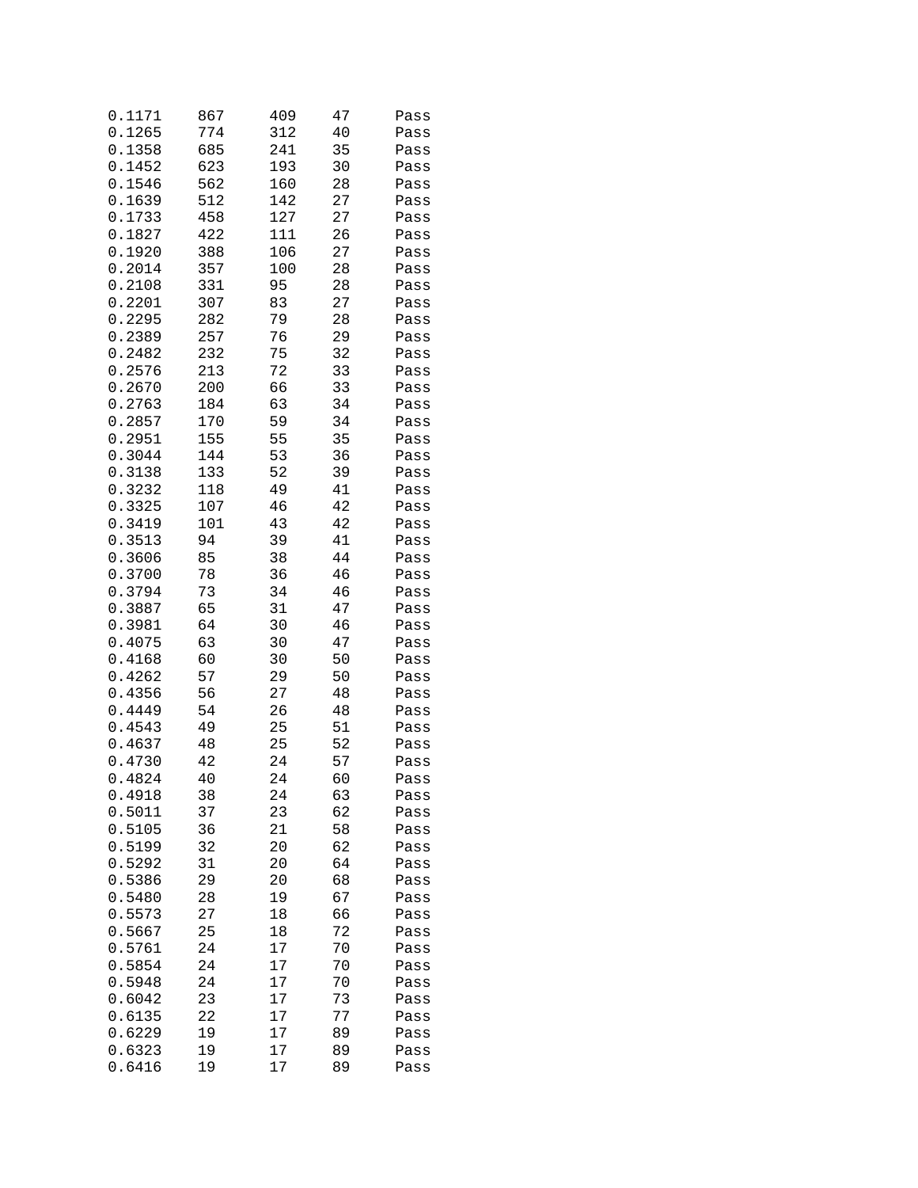| | | | | |
|---|---|---|---|---|
| 0.1171 | 867 | 409 | 47 | Pass |
| 0.1265 | 774 | 312 | 40 | Pass |
| 0.1358 | 685 | 241 | 35 | Pass |
| 0.1452 | 623 | 193 | 30 | Pass |
| 0.1546 | 562 | 160 | 28 | Pass |
| 0.1639 | 512 | 142 | 27 | Pass |
| 0.1733 | 458 | 127 | 27 | Pass |
| 0.1827 | 422 | 111 | 26 | Pass |
| 0.1920 | 388 | 106 | 27 | Pass |
| 0.2014 | 357 | 100 | 28 | Pass |
| 0.2108 | 331 | 95 | 28 | Pass |
| 0.2201 | 307 | 83 | 27 | Pass |
| 0.2295 | 282 | 79 | 28 | Pass |
| 0.2389 | 257 | 76 | 29 | Pass |
| 0.2482 | 232 | 75 | 32 | Pass |
| 0.2576 | 213 | 72 | 33 | Pass |
| 0.2670 | 200 | 66 | 33 | Pass |
| 0.2763 | 184 | 63 | 34 | Pass |
| 0.2857 | 170 | 59 | 34 | Pass |
| 0.2951 | 155 | 55 | 35 | Pass |
| 0.3044 | 144 | 53 | 36 | Pass |
| 0.3138 | 133 | 52 | 39 | Pass |
| 0.3232 | 118 | 49 | 41 | Pass |
| 0.3325 | 107 | 46 | 42 | Pass |
| 0.3419 | 101 | 43 | 42 | Pass |
| 0.3513 | 94 | 39 | 41 | Pass |
| 0.3606 | 85 | 38 | 44 | Pass |
| 0.3700 | 78 | 36 | 46 | Pass |
| 0.3794 | 73 | 34 | 46 | Pass |
| 0.3887 | 65 | 31 | 47 | Pass |
| 0.3981 | 64 | 30 | 46 | Pass |
| 0.4075 | 63 | 30 | 47 | Pass |
| 0.4168 | 60 | 30 | 50 | Pass |
| 0.4262 | 57 | 29 | 50 | Pass |
| 0.4356 | 56 | 27 | 48 | Pass |
| 0.4449 | 54 | 26 | 48 | Pass |
| 0.4543 | 49 | 25 | 51 | Pass |
| 0.4637 | 48 | 25 | 52 | Pass |
| 0.4730 | 42 | 24 | 57 | Pass |
| 0.4824 | 40 | 24 | 60 | Pass |
| 0.4918 | 38 | 24 | 63 | Pass |
| 0.5011 | 37 | 23 | 62 | Pass |
| 0.5105 | 36 | 21 | 58 | Pass |
| 0.5199 | 32 | 20 | 62 | Pass |
| 0.5292 | 31 | 20 | 64 | Pass |
| 0.5386 | 29 | 20 | 68 | Pass |
| 0.5480 | 28 | 19 | 67 | Pass |
| 0.5573 | 27 | 18 | 66 | Pass |
| 0.5667 | 25 | 18 | 72 | Pass |
| 0.5761 | 24 | 17 | 70 | Pass |
| 0.5854 | 24 | 17 | 70 | Pass |
| 0.5948 | 24 | 17 | 70 | Pass |
| 0.6042 | 23 | 17 | 73 | Pass |
| 0.6135 | 22 | 17 | 77 | Pass |
| 0.6229 | 19 | 17 | 89 | Pass |
| 0.6323 | 19 | 17 | 89 | Pass |
| 0.6416 | 19 | 17 | 89 | Pass |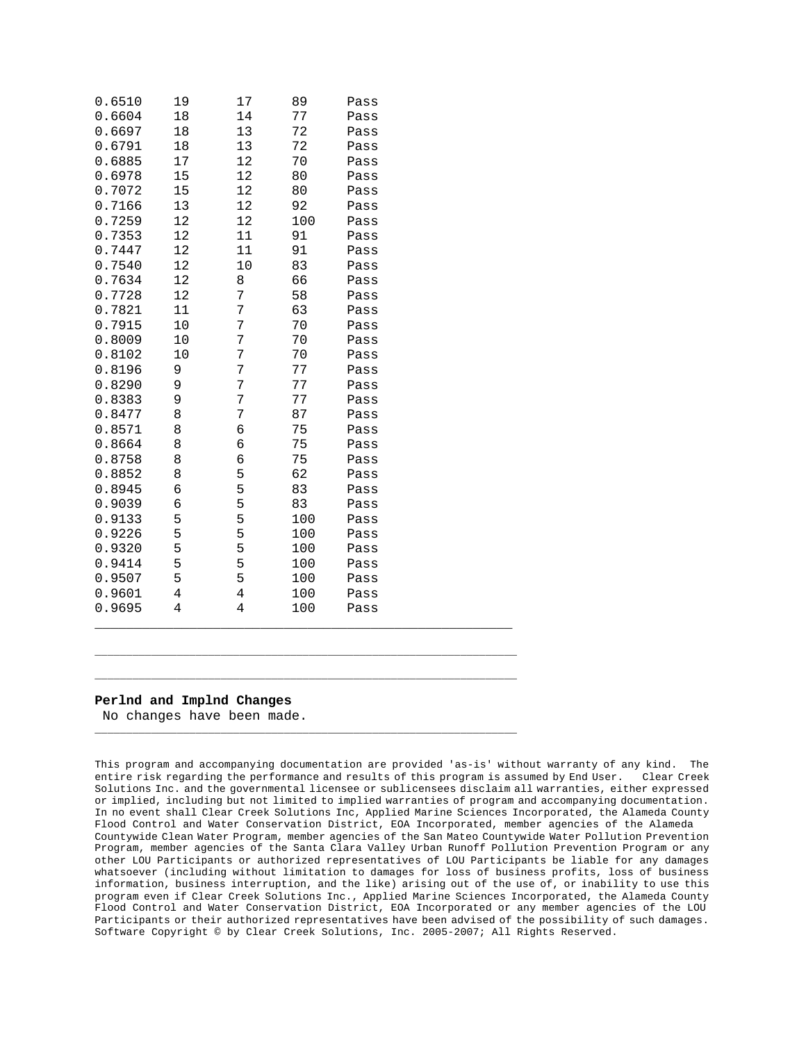| | | | | |
|---|---|---|---|---|
| 0.6510 | 19 | 17 | 89 | Pass |
| 0.6604 | 18 | 14 | 77 | Pass |
| 0.6697 | 18 | 13 | 72 | Pass |
| 0.6791 | 18 | 13 | 72 | Pass |
| 0.6885 | 17 | 12 | 70 | Pass |
| 0.6978 | 15 | 12 | 80 | Pass |
| 0.7072 | 15 | 12 | 80 | Pass |
| 0.7166 | 13 | 12 | 92 | Pass |
| 0.7259 | 12 | 12 | 100 | Pass |
| 0.7353 | 12 | 11 | 91 | Pass |
| 0.7447 | 12 | 11 | 91 | Pass |
| 0.7540 | 12 | 10 | 83 | Pass |
| 0.7634 | 12 | 8 | 66 | Pass |
| 0.7728 | 12 | 7 | 58 | Pass |
| 0.7821 | 11 | 7 | 63 | Pass |
| 0.7915 | 10 | 7 | 70 | Pass |
| 0.8009 | 10 | 7 | 70 | Pass |
| 0.8102 | 10 | 7 | 70 | Pass |
| 0.8196 | 9 | 7 | 77 | Pass |
| 0.8290 | 9 | 7 | 77 | Pass |
| 0.8383 | 9 | 7 | 77 | Pass |
| 0.8477 | 8 | 7 | 87 | Pass |
| 0.8571 | 8 | 6 | 75 | Pass |
| 0.8664 | 8 | 6 | 75 | Pass |
| 0.8758 | 8 | 6 | 75 | Pass |
| 0.8852 | 8 | 5 | 62 | Pass |
| 0.8945 | 6 | 5 | 83 | Pass |
| 0.9039 | 6 | 5 | 83 | Pass |
| 0.9133 | 5 | 5 | 100 | Pass |
| 0.9226 | 5 | 5 | 100 | Pass |
| 0.9320 | 5 | 5 | 100 | Pass |
| 0.9414 | 5 | 5 | 100 | Pass |
| 0.9507 | 5 | 5 | 100 | Pass |
| 0.9601 | 4 | 4 | 100 | Pass |
| 0.9695 | 4 | 4 | 100 | Pass |

---

---

---

**Perlnd and Implnd Changes**

No changes have been made.

---

This program and accompanying documentation are provided 'as-is' without warranty of any kind. The entire risk regarding the performance and results of this program is assumed by End User. Clear Creek Solutions Inc. and the governmental licensee or sublicensees disclaim all warranties, either expressed or implied, including but not limited to implied warranties of program and accompanying documentation. In no event shall Clear Creek Solutions Inc, Applied Marine Sciences Incorporated, the Alameda County Flood Control and Water Conservation District, EOA Incorporated, member agencies of the Alameda Countywide Clean Water Program, member agencies of the San Mateo Countywide Water Pollution Prevention Program, member agencies of the Santa Clara Valley Urban Runoff Pollution Prevention Program or any other LOU Participants or authorized representatives of LOU Participants be liable for any damages whatsoever (including without limitation to damages for loss of business profits, loss of business information, business interruption, and the like) arising out of the use of, or inability to use this program even if Clear Creek Solutions Inc., Applied Marine Sciences Incorporated, the Alameda County Flood Control and Water Conservation District, EOA Incorporated or any member agencies of the LOU Participants or their authorized representatives have been advised of the possibility of such damages. Software Copyright © by Clear Creek Solutions, Inc. 2005-2007; All Rights Reserved.